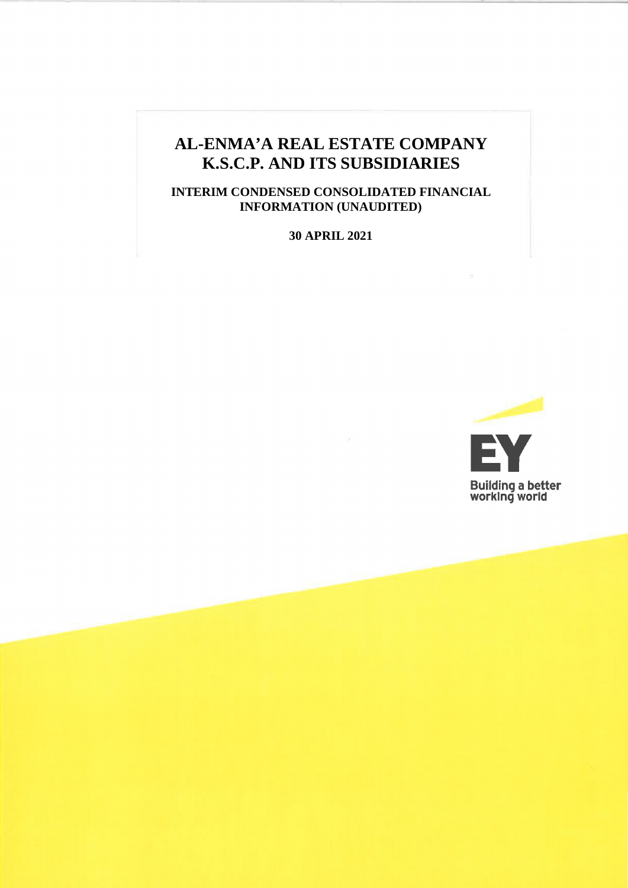# AL-ENMA'A REAL ESTATE COMPANY K.S.C.P. AND ITS SUBSIDIARIES

## INTERIM CONDENSED CONSOLIDATED FINANCIAL INFORMATION (UNAUDITED)

**30 APRIL 2021**

EY

Building a better working world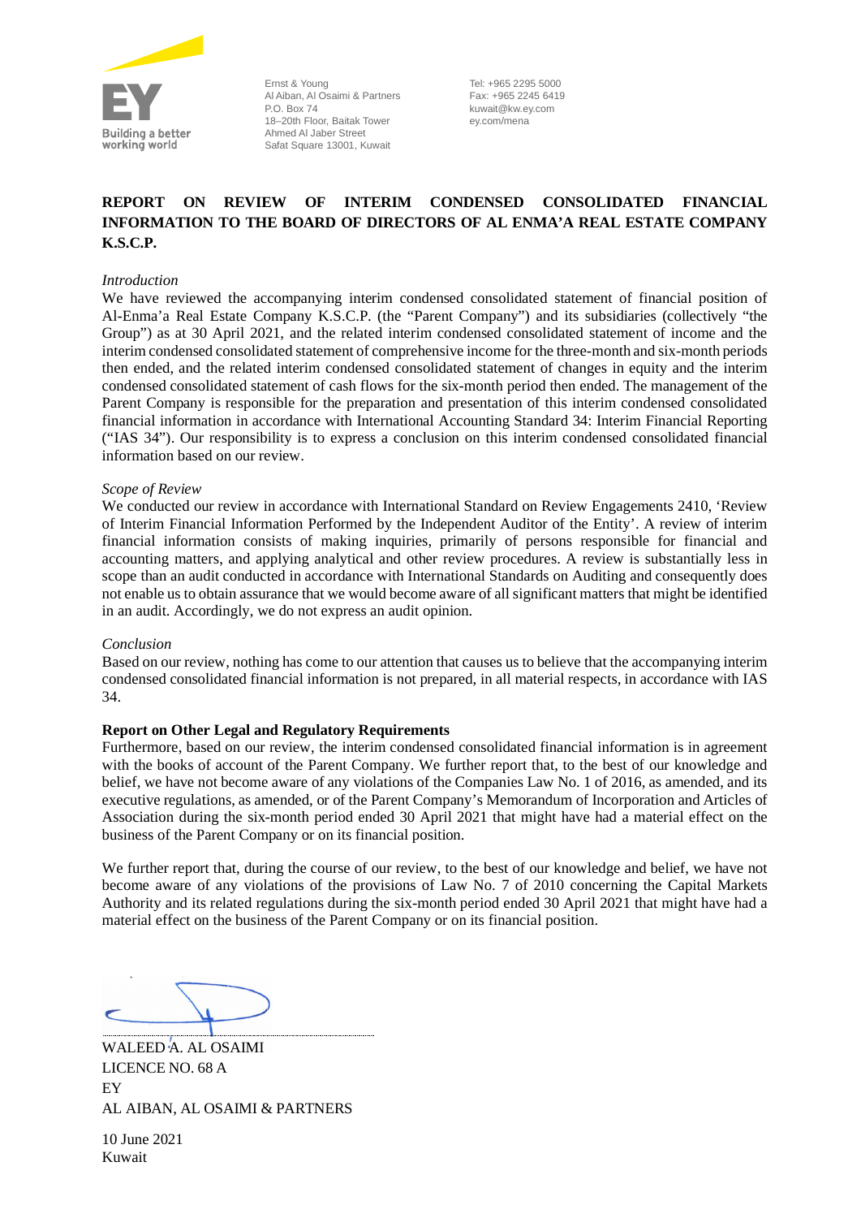Ernst & Young
Al Aiban, Al Osaimi & Partners
P.O. Box 74
18–20th Floor, Baitak Tower
Ahmed Al Jaber Street
Safat Square 13001, Kuwait

Tel: +965 2295 5000
Fax: +965 2245 6419
kuwait@kw.ey.com
ey.com/mena

**REPORT ON REVIEW OF INTERIM CONDENSED CONSOLIDATED FINANCIAL INFORMATION TO THE BOARD OF DIRECTORS OF AL ENMA'A REAL ESTATE COMPANY K.S.C.P.**

*Introduction*

We have reviewed the accompanying interim condensed consolidated statement of financial position of Al-Enma'a Real Estate Company K.S.C.P. (the "Parent Company") and its subsidiaries (collectively "the Group") as at 30 April 2021, and the related interim condensed consolidated statement of income and the interim condensed consolidated statement of comprehensive income for the three-month and six-month periods then ended, and the related interim condensed consolidated statement of changes in equity and the interim condensed consolidated statement of cash flows for the six-month period then ended. The management of the Parent Company is responsible for the preparation and presentation of this interim condensed consolidated financial information in accordance with International Accounting Standard 34: Interim Financial Reporting ("IAS 34"). Our responsibility is to express a conclusion on this interim condensed consolidated financial information based on our review.

*Scope of Review*

We conducted our review in accordance with International Standard on Review Engagements 2410, 'Review of Interim Financial Information Performed by the Independent Auditor of the Entity'. A review of interim financial information consists of making inquiries, primarily of persons responsible for financial and accounting matters, and applying analytical and other review procedures. A review is substantially less in scope than an audit conducted in accordance with International Standards on Auditing and consequently does not enable us to obtain assurance that we would become aware of all significant matters that might be identified in an audit. Accordingly, we do not express an audit opinion.

*Conclusion*

Based on our review, nothing has come to our attention that causes us to believe that the accompanying interim condensed consolidated financial information is not prepared, in all material respects, in accordance with IAS 34.

**Report on Other Legal and Regulatory Requirements**

Furthermore, based on our review, the interim condensed consolidated financial information is in agreement with the books of account of the Parent Company. We further report that, to the best of our knowledge and belief, we have not become aware of any violations of the Companies Law No. 1 of 2016, as amended, and its executive regulations, as amended, or of the Parent Company's Memorandum of Incorporation and Articles of Association during the six-month period ended 30 April 2021 that might have had a material effect on the business of the Parent Company or on its financial position.

We further report that, during the course of our review, to the best of our knowledge and belief, we have not become aware of any violations of the provisions of Law No. 7 of 2010 concerning the Capital Markets Authority and its related regulations during the six-month period ended 30 April 2021 that might have had a material effect on the business of the Parent Company or on its financial position.

WALEED A. AL OSAIMI
LICENCE NO. 68 A
EY
AL AIBAN, AL OSAIMI & PARTNERS

10 June 2021
Kuwait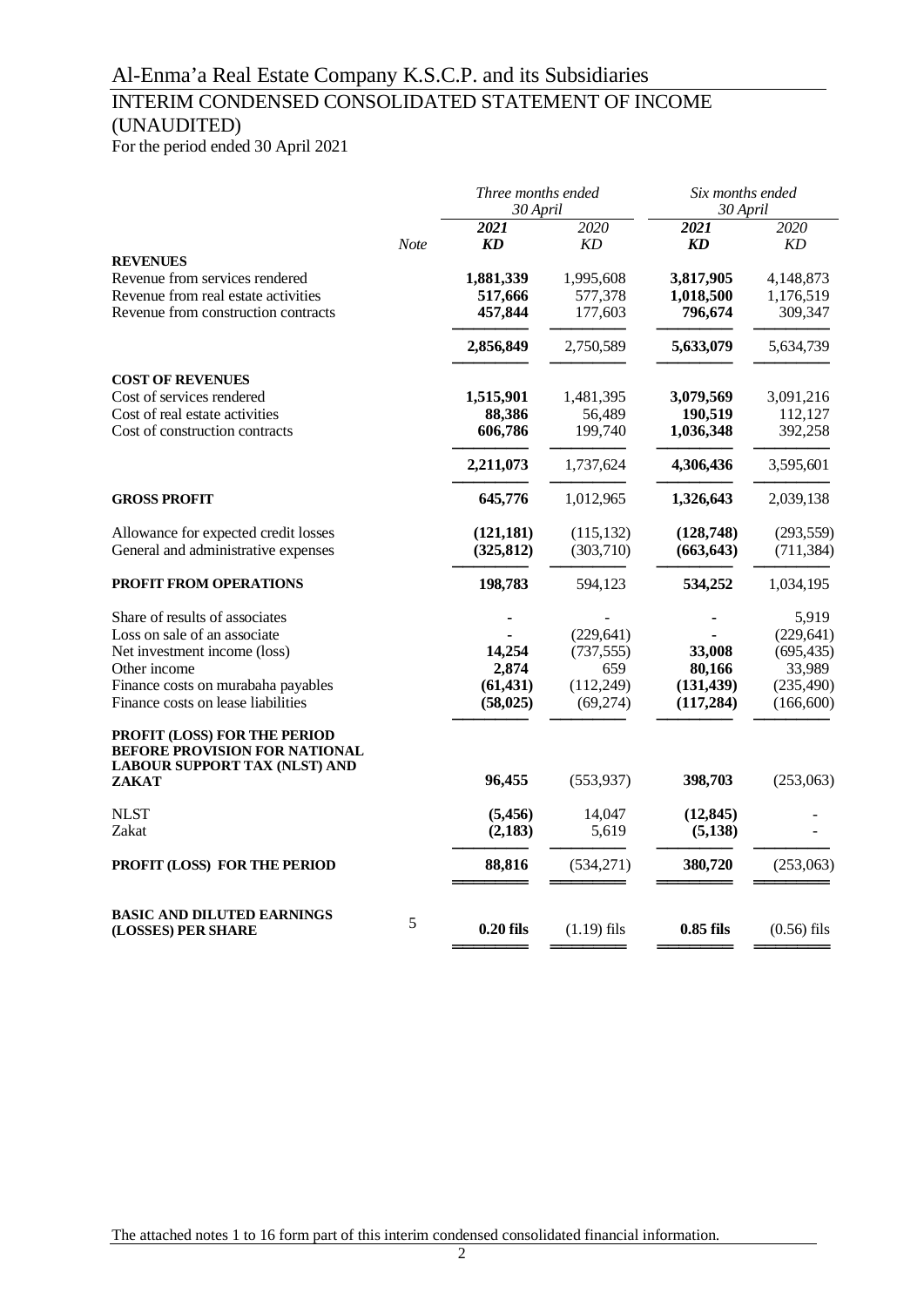# Al-Enma'a Real Estate Company K.S.C.P. and its Subsidiaries

## INTERIM CONDENSED CONSOLIDATED STATEMENT OF INCOME (UNAUDITED)

For the period ended 30 April 2021

| | Note | *Three months ended 30 April* | | *Six months ended 30 April* | |
|---|---|---|---|---|---|
| | | ***2021*** | *2020* | ***2021*** | *2020* |
| | | ***KD*** | *KD* | ***KD*** | *KD* |
| **REVENUES** | | | | | |
| Revenue from services rendered | | **1,881,339** | 1,995,608 | **3,817,905** | 4,148,873 |
| Revenue from real estate activities | | **517,666** | 577,378 | **1,018,500** | 1,176,519 |
| Revenue from construction contracts | | **457,844** | 177,603 | **796,674** | 309,347 |
| | | **2,856,849** | 2,750,589 | **5,633,079** | 5,634,739 |
| **COST OF REVENUES** | | | | | |
| Cost of services rendered | | **1,515,901** | 1,481,395 | **3,079,569** | 3,091,216 |
| Cost of real estate activities | | **88,386** | 56,489 | **190,519** | 112,127 |
| Cost of construction contracts | | **606,786** | 199,740 | **1,036,348** | 392,258 |
| | | **2,211,073** | 1,737,624 | **4,306,436** | 3,595,601 |
| **GROSS PROFIT** | | **645,776** | 1,012,965 | **1,326,643** | 2,039,138 |
| Allowance for expected credit losses | | **(121,181)** | (115,132) | **(128,748)** | (293,559) |
| General and administrative expenses | | **(325,812)** | (303,710) | **(663,643)** | (711,384) |
| **PROFIT FROM OPERATIONS** | | **198,783** | 594,123 | **534,252** | 1,034,195 |
| Share of results of associates | | **-** | - | **-** | 5,919 |
| Loss on sale of an associate | | **-** | (229,641) | **-** | (229,641) |
| Net investment income (loss) | | **14,254** | (737,555) | **33,008** | (695,435) |
| Other income | | **2,874** | 659 | **80,166** | 33,989 |
| Finance costs on murabaha payables | | **(61,431)** | (112,249) | **(131,439)** | (235,490) |
| Finance costs on lease liabilities | | **(58,025)** | (69,274) | **(117,284)** | (166,600) |
| **PROFIT (LOSS) FOR THE PERIOD BEFORE PROVISION FOR NATIONAL LABOUR SUPPORT TAX (NLST) AND ZAKAT** | | **96,455** | (553,937) | **398,703** | (253,063) |
| NLST | | **(5,456)** | 14,047 | **(12,845)** | - |
| Zakat | | **(2,183)** | 5,619 | **(5,138)** | - |
| **PROFIT (LOSS) FOR THE PERIOD** | | **88,816** | (534,271) | **380,720** | (253,063) |
| **BASIC AND DILUTED EARNINGS (LOSSES) PER SHARE** | 5 | **0.20 fils** | (1.19) fils | **0.85 fils** | (0.56) fils |

The attached notes 1 to 16 form part of this interim condensed consolidated financial information.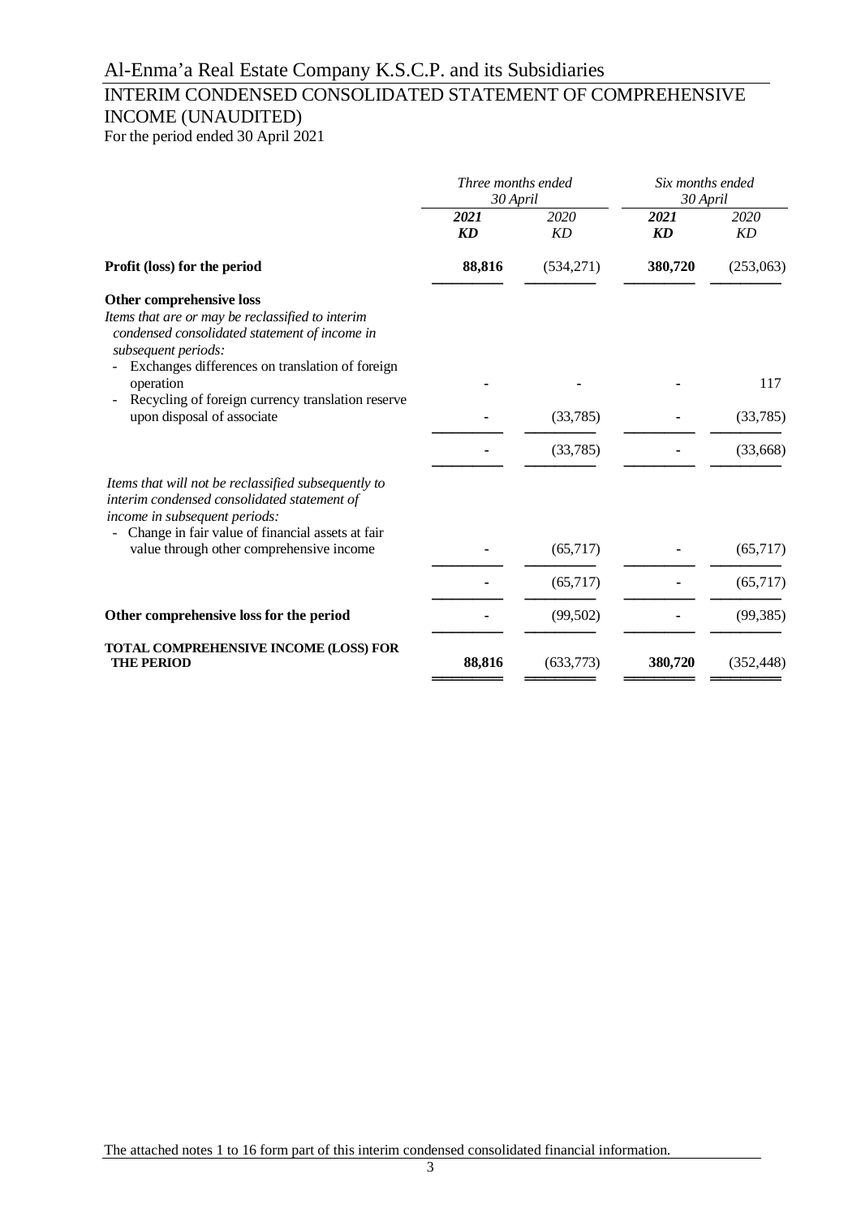# Al-Enma'a Real Estate Company K.S.C.P. and its Subsidiaries

## INTERIM CONDENSED CONSOLIDATED STATEMENT OF COMPREHENSIVE INCOME (UNAUDITED)

For the period ended 30 April 2021

| | *Three months ended 30 April* | | *Six months ended 30 April* | |
|---|---|---|---|---|
| | ***2021*** | *2020* | ***2021*** | *2020* |
| | ***KD*** | *KD* | ***KD*** | *KD* |
| **Profit (loss) for the period** | **88,816** | (534,271) | **380,720** | (253,063) |
| **Other comprehensive loss** | | | | |
| *Items that are or may be reclassified to interim condensed consolidated statement of income in subsequent periods:* | | | | |
| - Exchanges differences on translation of foreign operation | - | - | - | 117 |
| - Recycling of foreign currency translation reserve upon disposal of associate | - | (33,785) | - | (33,785) |
| | - | (33,785) | - | (33,668) |
| *Items that will not be reclassified subsequently to interim condensed consolidated statement of income in subsequent periods:* | | | | |
| - Change in fair value of financial assets at fair value through other comprehensive income | - | (65,717) | - | (65,717) |
| | - | (65,717) | - | (65,717) |
| **Other comprehensive loss for the period** | - | (99,502) | - | (99,385) |
| **TOTAL COMPREHENSIVE INCOME (LOSS) FOR THE PERIOD** | **88,816** | (633,773) | **380,720** | (352,448) |

The attached notes 1 to 16 form part of this interim condensed consolidated financial information.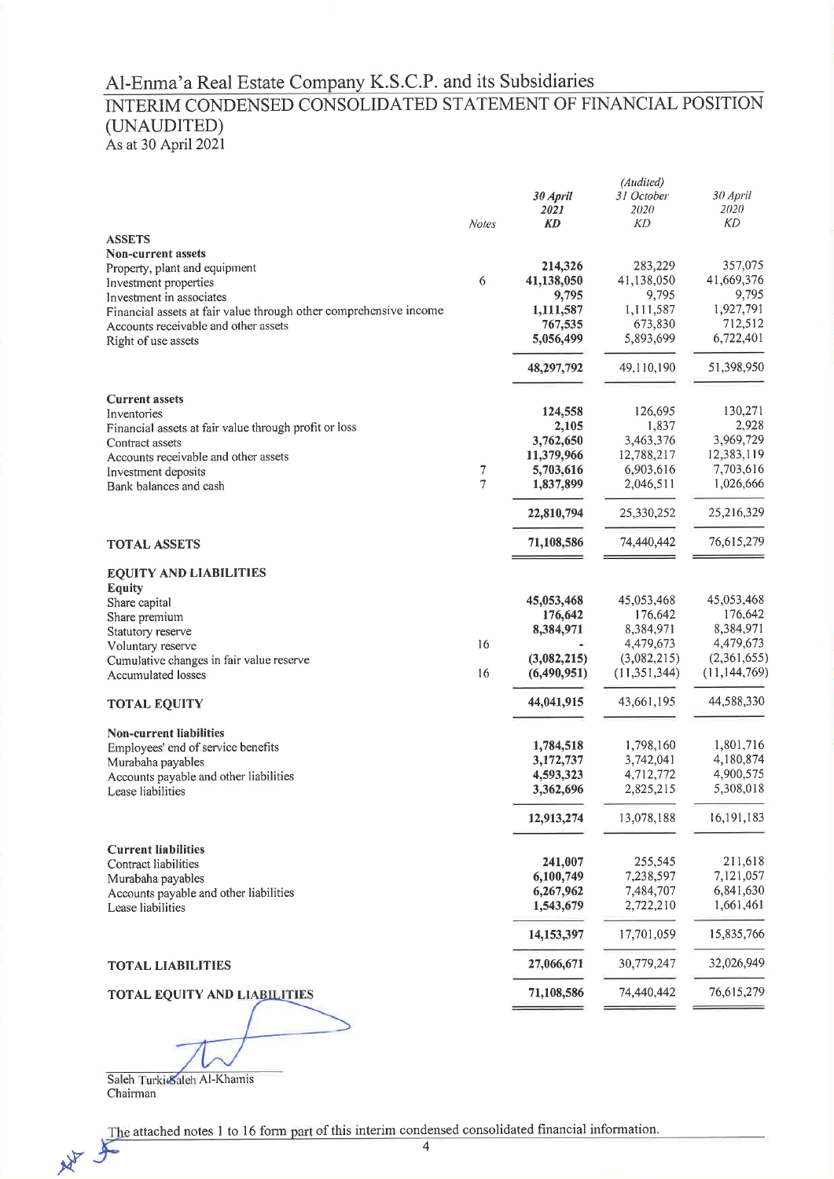# Al-Enma'a Real Estate Company K.S.C.P. and its Subsidiaries

## INTERIM CONDENSED CONSOLIDATED STATEMENT OF FINANCIAL POSITION (UNAUDITED)

As at 30 April 2021

| | Notes | *30 April 2021* **KD** | *(Audited) 31 October 2020* KD | *30 April 2020* KD |
|---|---|---|---|---|
| **ASSETS** | | | | |
| **Non-current assets** | | | | |
| Property, plant and equipment | | **214,326** | 283,229 | 357,075 |
| Investment properties | 6 | **41,138,050** | 41,138,050 | 41,669,376 |
| Investment in associates | | **9,795** | 9,795 | 9,795 |
| Financial assets at fair value through other comprehensive income | | **1,111,587** | 1,111,587 | 1,927,791 |
| Accounts receivable and other assets | | **767,535** | 673,830 | 712,512 |
| Right of use assets | | **5,056,499** | 5,893,699 | 6,722,401 |
| | | **48,297,792** | 49,110,190 | 51,398,950 |
| **Current assets** | | | | |
| Inventories | | **124,558** | 126,695 | 130,271 |
| Financial assets at fair value through profit or loss | | **2,105** | 1,837 | 2,928 |
| Contract assets | | **3,762,650** | 3,463,376 | 3,969,729 |
| Accounts receivable and other assets | | **11,379,966** | 12,788,217 | 12,383,119 |
| Investment deposits | 7 | **5,703,616** | 6,903,616 | 7,703,616 |
| Bank balances and cash | 7 | **1,837,899** | 2,046,511 | 1,026,666 |
| | | **22,810,794** | 25,330,252 | 25,216,329 |
| **TOTAL ASSETS** | | **71,108,586** | 74,440,442 | 76,615,279 |
| **EQUITY AND LIABILITIES** | | | | |
| **Equity** | | | | |
| Share capital | | **45,053,468** | 45,053,468 | 45,053,468 |
| Share premium | | **176,642** | 176,642 | 176,642 |
| Statutory reserve | | **8,384,971** | 8,384,971 | 8,384,971 |
| Voluntary reserve | 16 | **-** | 4,479,673 | 4,479,673 |
| Cumulative changes in fair value reserve | | **(3,082,215)** | (3,082,215) | (2,361,655) |
| Accumulated losses | 16 | **(6,490,951)** | (11,351,344) | (11,144,769) |
| **TOTAL EQUITY** | | **44,041,915** | 43,661,195 | 44,588,330 |
| **Non-current liabilities** | | | | |
| Employees' end of service benefits | | **1,784,518** | 1,798,160 | 1,801,716 |
| Murabaha payables | | **3,172,737** | 3,742,041 | 4,180,874 |
| Accounts payable and other liabilities | | **4,593,323** | 4,712,772 | 4,900,575 |
| Lease liabilities | | **3,362,696** | 2,825,215 | 5,308,018 |
| | | **12,913,274** | 13,078,188 | 16,191,183 |
| **Current liabilities** | | | | |
| Contract liabilities | | **241,007** | 255,545 | 211,618 |
| Murabaha payables | | **6,100,749** | 7,238,597 | 7,121,057 |
| Accounts payable and other liabilities | | **6,267,962** | 7,484,707 | 6,841,630 |
| Lease liabilities | | **1,543,679** | 2,722,210 | 1,661,461 |
| | | **14,153,397** | 17,701,059 | 15,835,766 |
| **TOTAL LIABILITIES** | | **27,066,671** | 30,779,247 | 32,026,949 |
| **TOTAL EQUITY AND LIABILITIES** | | **71,108,586** | 74,440,442 | 76,615,279 |

Saleh Turki Saleh Al-Khamis
Chairman

The attached notes 1 to 16 form part of this interim condensed consolidated financial information.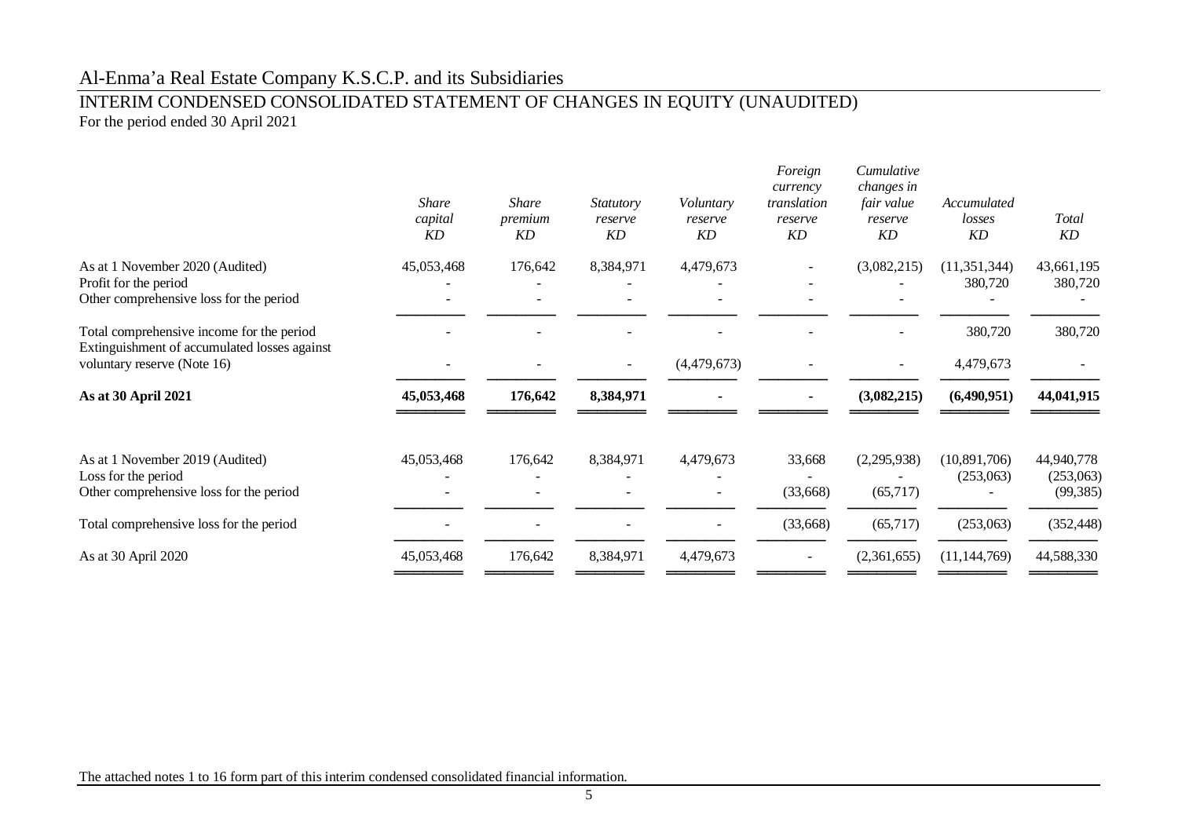# Al-Enma'a Real Estate Company K.S.C.P. and its Subsidiaries

## INTERIM CONDENSED CONSOLIDATED STATEMENT OF CHANGES IN EQUITY (UNAUDITED)

For the period ended 30 April 2021

| | *Share capital* *KD* | *Share premium* *KD* | *Statutory reserve* *KD* | *Voluntary reserve* *KD* | *Foreign currency translation reserve* *KD* | *Cumulative changes in fair value reserve* *KD* | *Accumulated losses* *KD* | *Total* *KD* |
|---|---|---|---|---|---|---|---|---|
| As at 1 November 2020 (Audited) | 45,053,468 | 176,642 | 8,384,971 | 4,479,673 | - | (3,082,215) | (11,351,344) | 43,661,195 |
| Profit for the period | - | - | - | - | - | - | 380,720 | 380,720 |
| Other comprehensive loss for the period | - | - | - | - | - | - | - | - |
| Total comprehensive income for the period | - | - | - | - | - | - | 380,720 | 380,720 |
| Extinguishment of accumulated losses against voluntary reserve (Note 16) | - | - | - | (4,479,673) | - | - | 4,479,673 | - |
| **As at 30 April 2021** | **45,053,468** | **176,642** | **8,384,971** | **-** | **-** | **(3,082,215)** | **(6,490,951)** | **44,041,915** |
| | | | | | | | | |
| As at 1 November 2019 (Audited) | 45,053,468 | 176,642 | 8,384,971 | 4,479,673 | 33,668 | (2,295,938) | (10,891,706) | 44,940,778 |
| Loss for the period | - | - | - | - | - | - | (253,063) | (253,063) |
| Other comprehensive loss for the period | - | - | - | - | (33,668) | (65,717) | - | (99,385) |
| Total comprehensive loss for the period | - | - | - | - | (33,668) | (65,717) | (253,063) | (352,448) |
| As at 30 April 2020 | 45,053,468 | 176,642 | 8,384,971 | 4,479,673 | - | (2,361,655) | (11,144,769) | 44,588,330 |

The attached notes 1 to 16 form part of this interim condensed consolidated financial information.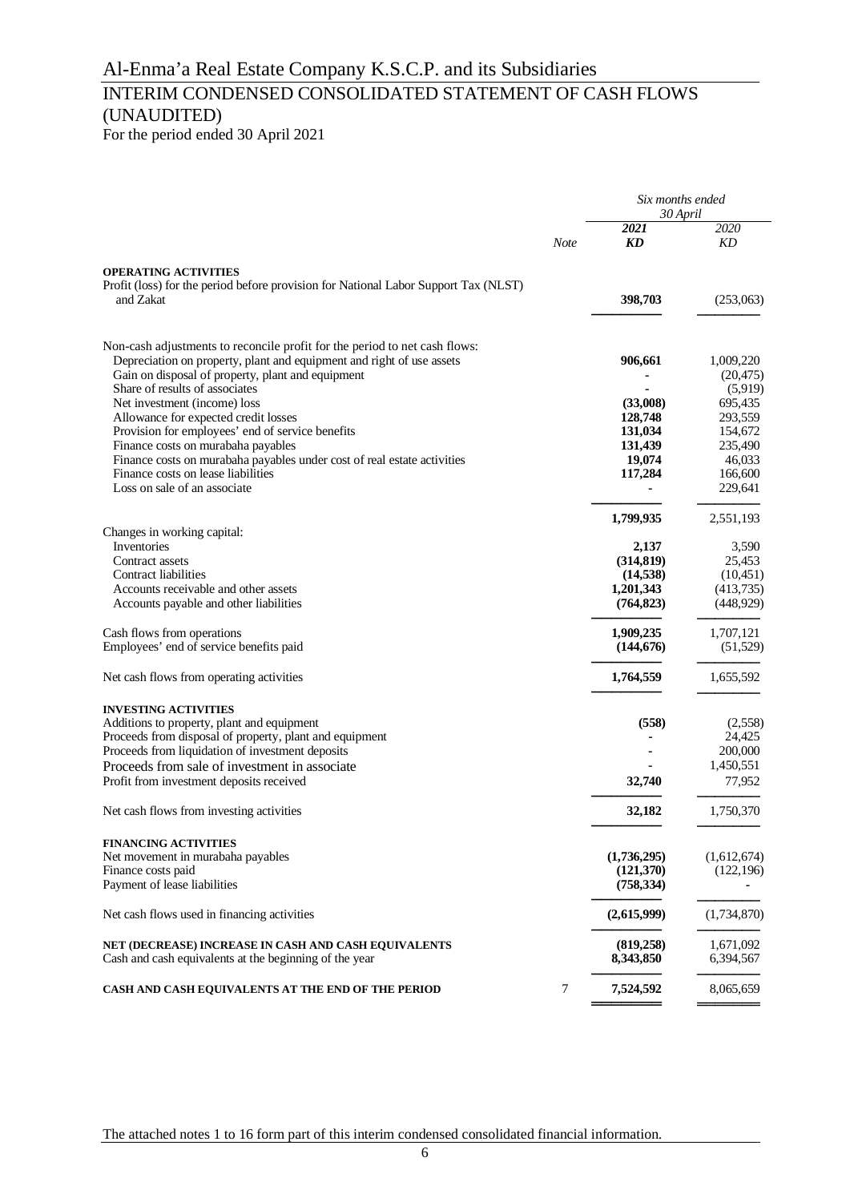# Al-Enma'a Real Estate Company K.S.C.P. and its Subsidiaries

## INTERIM CONDENSED CONSOLIDATED STATEMENT OF CASH FLOWS (UNAUDITED)

For the period ended 30 April 2021

| | Note | *Six months ended 30 April* | |
|---|---|---|---|
| | | ***2021*** | *2020* |
| | | ***KD*** | *KD* |
| **OPERATING ACTIVITIES** | | | |
| Profit (loss) for the period before provision for National Labor Support Tax (NLST) and Zakat | | **398,703** | (253,063) |
| Non-cash adjustments to reconcile profit for the period to net cash flows: | | | |
| Depreciation on property, plant and equipment and right of use assets | | **906,661** | 1,009,220 |
| Gain on disposal of property, plant and equipment | | **-** | (20,475) |
| Share of results of associates | | **-** | (5,919) |
| Net investment (income) loss | | **(33,008)** | 695,435 |
| Allowance for expected credit losses | | **128,748** | 293,559 |
| Provision for employees' end of service benefits | | **131,034** | 154,672 |
| Finance costs on murabaha payables | | **131,439** | 235,490 |
| Finance costs on murabaha payables under cost of real estate activities | | **19,074** | 46,033 |
| Finance costs on lease liabilities | | **117,284** | 166,600 |
| Loss on sale of an associate | | **-** | 229,641 |
| | | **1,799,935** | 2,551,193 |
| Changes in working capital: | | | |
| Inventories | | **2,137** | 3,590 |
| Contract assets | | **(314,819)** | 25,453 |
| Contract liabilities | | **(14,538)** | (10,451) |
| Accounts receivable and other assets | | **1,201,343** | (413,735) |
| Accounts payable and other liabilities | | **(764,823)** | (448,929) |
| Cash flows from operations | | **1,909,235** | 1,707,121 |
| Employees' end of service benefits paid | | **(144,676)** | (51,529) |
| Net cash flows from operating activities | | **1,764,559** | 1,655,592 |
| **INVESTING ACTIVITIES** | | | |
| Additions to property, plant and equipment | | **(558)** | (2,558) |
| Proceeds from disposal of property, plant and equipment | | **-** | 24,425 |
| Proceeds from liquidation of investment deposits | | **-** | 200,000 |
| Proceeds from sale of investment in associate | | **-** | 1,450,551 |
| Profit from investment deposits received | | **32,740** | 77,952 |
| Net cash flows from investing activities | | **32,182** | 1,750,370 |
| **FINANCING ACTIVITIES** | | | |
| Net movement in murabaha payables | | **(1,736,295)** | (1,612,674) |
| Finance costs paid | | **(121,370)** | (122,196) |
| Payment of lease liabilities | | **(758,334)** | - |
| Net cash flows used in financing activities | | **(2,615,999)** | (1,734,870) |
| **NET (DECREASE) INCREASE IN CASH AND CASH EQUIVALENTS** | | **(819,258)** | 1,671,092 |
| Cash and cash equivalents at the beginning of the year | | **8,343,850** | 6,394,567 |
| **CASH AND CASH EQUIVALENTS AT THE END OF THE PERIOD** | 7 | **7,524,592** | 8,065,659 |

The attached notes 1 to 16 form part of this interim condensed consolidated financial information.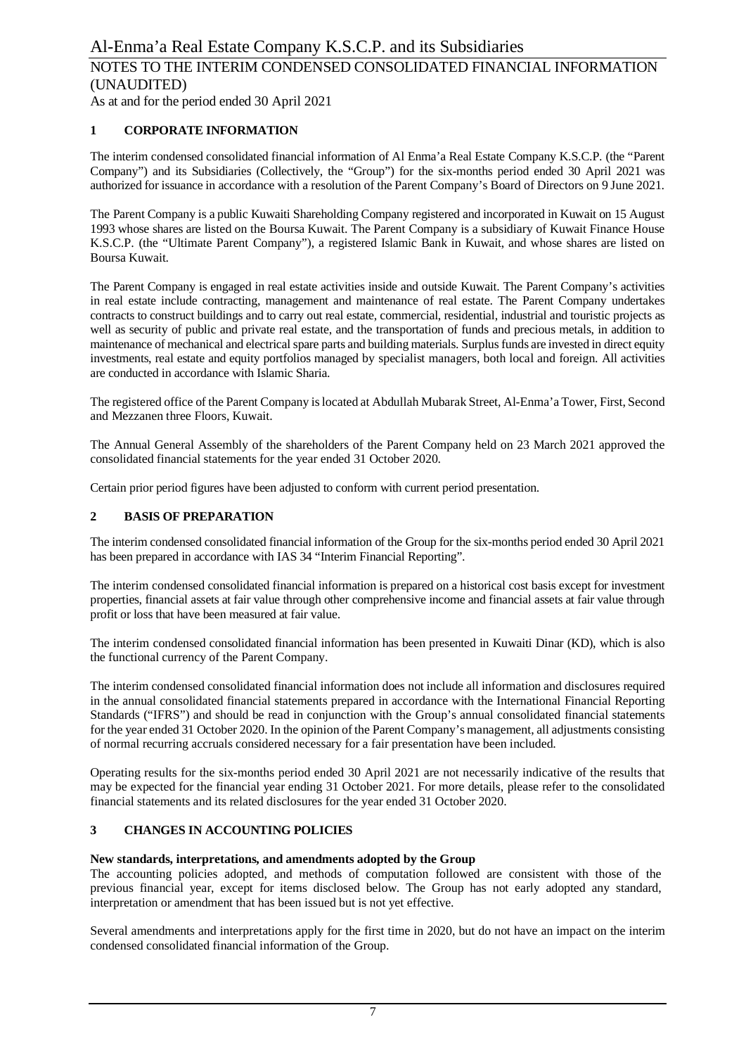## 1 CORPORATE INFORMATION

The interim condensed consolidated financial information of Al Enma'a Real Estate Company K.S.C.P. (the "Parent Company") and its Subsidiaries (Collectively, the "Group") for the six-months period ended 30 April 2021 was authorized for issuance in accordance with a resolution of the Parent Company's Board of Directors on 9 June 2021.

The Parent Company is a public Kuwaiti Shareholding Company registered and incorporated in Kuwait on 15 August 1993 whose shares are listed on the Boursa Kuwait. The Parent Company is a subsidiary of Kuwait Finance House K.S.C.P. (the "Ultimate Parent Company"), a registered Islamic Bank in Kuwait, and whose shares are listed on Boursa Kuwait.

The Parent Company is engaged in real estate activities inside and outside Kuwait. The Parent Company's activities in real estate include contracting, management and maintenance of real estate. The Parent Company undertakes contracts to construct buildings and to carry out real estate, commercial, residential, industrial and touristic projects as well as security of public and private real estate, and the transportation of funds and precious metals, in addition to maintenance of mechanical and electrical spare parts and building materials. Surplus funds are invested in direct equity investments, real estate and equity portfolios managed by specialist managers, both local and foreign. All activities are conducted in accordance with Islamic Sharia.

The registered office of the Parent Company is located at Abdullah Mubarak Street, Al-Enma'a Tower, First, Second and Mezzanen three Floors, Kuwait.

The Annual General Assembly of the shareholders of the Parent Company held on 23 March 2021 approved the consolidated financial statements for the year ended 31 October 2020.

Certain prior period figures have been adjusted to conform with current period presentation.

## 2 BASIS OF PREPARATION

The interim condensed consolidated financial information of the Group for the six-months period ended 30 April 2021 has been prepared in accordance with IAS 34 "Interim Financial Reporting".

The interim condensed consolidated financial information is prepared on a historical cost basis except for investment properties, financial assets at fair value through other comprehensive income and financial assets at fair value through profit or loss that have been measured at fair value.

The interim condensed consolidated financial information has been presented in Kuwaiti Dinar (KD), which is also the functional currency of the Parent Company.

The interim condensed consolidated financial information does not include all information and disclosures required in the annual consolidated financial statements prepared in accordance with the International Financial Reporting Standards ("IFRS") and should be read in conjunction with the Group's annual consolidated financial statements for the year ended 31 October 2020. In the opinion of the Parent Company's management, all adjustments consisting of normal recurring accruals considered necessary for a fair presentation have been included.

Operating results for the six-months period ended 30 April 2021 are not necessarily indicative of the results that may be expected for the financial year ending 31 October 2021. For more details, please refer to the consolidated financial statements and its related disclosures for the year ended 31 October 2020.

## 3 CHANGES IN ACCOUNTING POLICIES

**New standards, interpretations, and amendments adopted by the Group**

The accounting policies adopted, and methods of computation followed are consistent with those of the previous financial year, except for items disclosed below. The Group has not early adopted any standard, interpretation or amendment that has been issued but is not yet effective.

Several amendments and interpretations apply for the first time in 2020, but do not have an impact on the interim condensed consolidated financial information of the Group.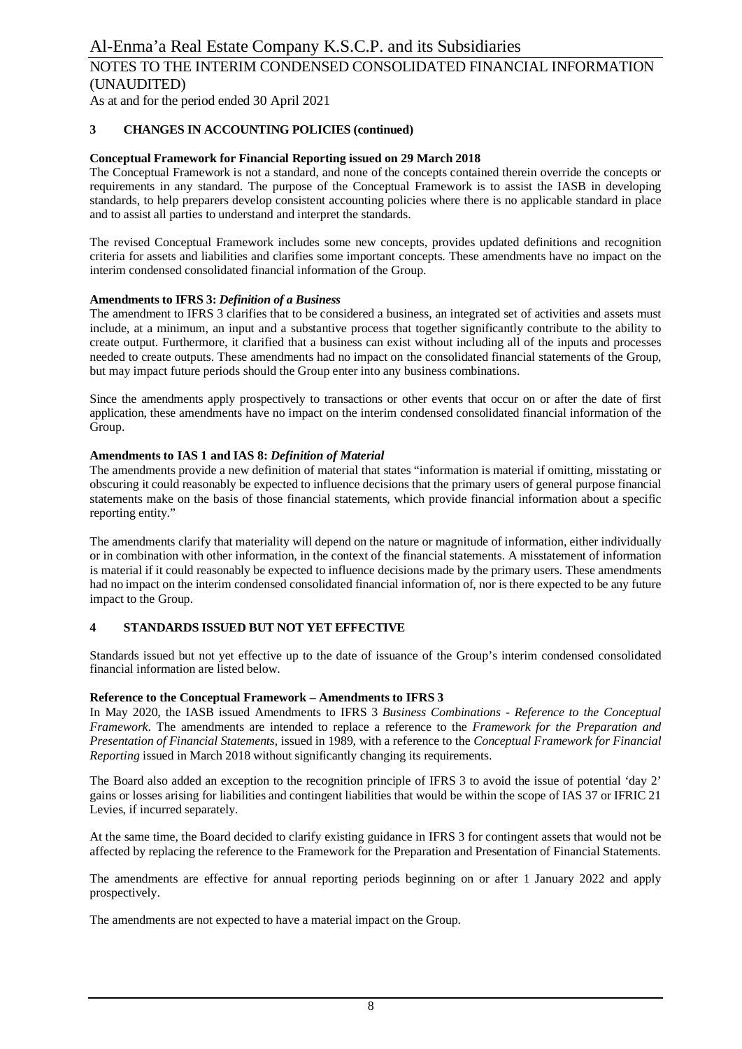## 3 CHANGES IN ACCOUNTING POLICIES (continued)

**Conceptual Framework for Financial Reporting issued on 29 March 2018**

The Conceptual Framework is not a standard, and none of the concepts contained therein override the concepts or requirements in any standard. The purpose of the Conceptual Framework is to assist the IASB in developing standards, to help preparers develop consistent accounting policies where there is no applicable standard in place and to assist all parties to understand and interpret the standards.

The revised Conceptual Framework includes some new concepts, provides updated definitions and recognition criteria for assets and liabilities and clarifies some important concepts. These amendments have no impact on the interim condensed consolidated financial information of the Group.

**Amendments to IFRS 3:** ***Definition of a Business***

The amendment to IFRS 3 clarifies that to be considered a business, an integrated set of activities and assets must include, at a minimum, an input and a substantive process that together significantly contribute to the ability to create output. Furthermore, it clarified that a business can exist without including all of the inputs and processes needed to create outputs. These amendments had no impact on the consolidated financial statements of the Group, but may impact future periods should the Group enter into any business combinations.

Since the amendments apply prospectively to transactions or other events that occur on or after the date of first application, these amendments have no impact on the interim condensed consolidated financial information of the Group.

**Amendments to IAS 1 and IAS 8:** ***Definition of Material***

The amendments provide a new definition of material that states "information is material if omitting, misstating or obscuring it could reasonably be expected to influence decisions that the primary users of general purpose financial statements make on the basis of those financial statements, which provide financial information about a specific reporting entity."

The amendments clarify that materiality will depend on the nature or magnitude of information, either individually or in combination with other information, in the context of the financial statements. A misstatement of information is material if it could reasonably be expected to influence decisions made by the primary users. These amendments had no impact on the interim condensed consolidated financial information of, nor is there expected to be any future impact to the Group.

## 4 STANDARDS ISSUED BUT NOT YET EFFECTIVE

Standards issued but not yet effective up to the date of issuance of the Group's interim condensed consolidated financial information are listed below.

**Reference to the Conceptual Framework – Amendments to IFRS 3**

In May 2020, the IASB issued Amendments to IFRS 3 *Business Combinations - Reference to the Conceptual Framework*. The amendments are intended to replace a reference to the *Framework for the Preparation and Presentation of Financial Statements*, issued in 1989, with a reference to the *Conceptual Framework for Financial Reporting* issued in March 2018 without significantly changing its requirements.

The Board also added an exception to the recognition principle of IFRS 3 to avoid the issue of potential 'day 2' gains or losses arising for liabilities and contingent liabilities that would be within the scope of IAS 37 or IFRIC 21 Levies, if incurred separately.

At the same time, the Board decided to clarify existing guidance in IFRS 3 for contingent assets that would not be affected by replacing the reference to the Framework for the Preparation and Presentation of Financial Statements.

The amendments are effective for annual reporting periods beginning on or after 1 January 2022 and apply prospectively.

The amendments are not expected to have a material impact on the Group.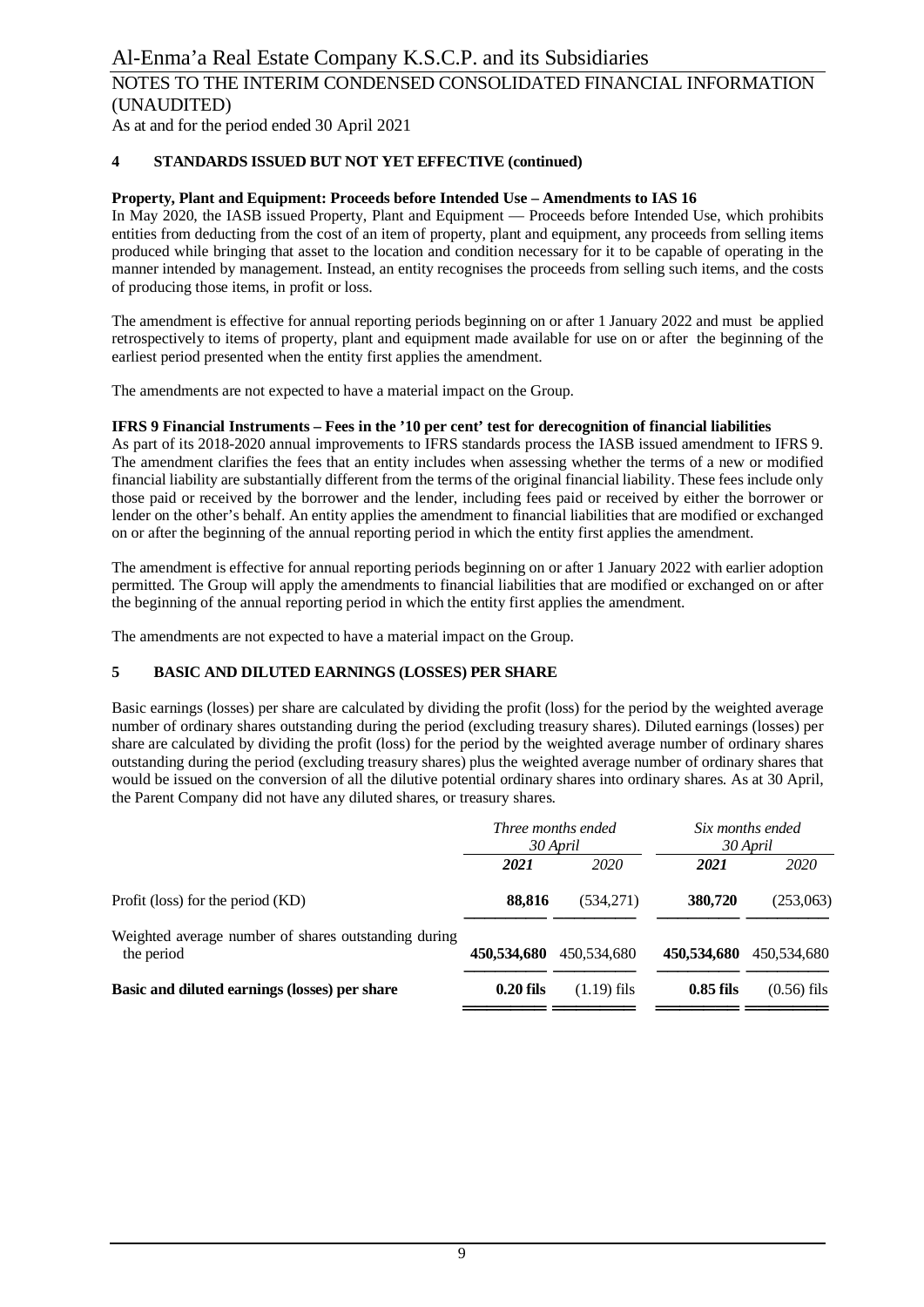## 4 STANDARDS ISSUED BUT NOT YET EFFECTIVE (continued)

**Property, Plant and Equipment: Proceeds before Intended Use – Amendments to IAS 16**

In May 2020, the IASB issued Property, Plant and Equipment — Proceeds before Intended Use, which prohibits entities from deducting from the cost of an item of property, plant and equipment, any proceeds from selling items produced while bringing that asset to the location and condition necessary for it to be capable of operating in the manner intended by management. Instead, an entity recognises the proceeds from selling such items, and the costs of producing those items, in profit or loss.

The amendment is effective for annual reporting periods beginning on or after 1 January 2022 and must be applied retrospectively to items of property, plant and equipment made available for use on or after the beginning of the earliest period presented when the entity first applies the amendment.

The amendments are not expected to have a material impact on the Group.

**IFRS 9 Financial Instruments – Fees in the '10 per cent' test for derecognition of financial liabilities**

As part of its 2018-2020 annual improvements to IFRS standards process the IASB issued amendment to IFRS 9. The amendment clarifies the fees that an entity includes when assessing whether the terms of a new or modified financial liability are substantially different from the terms of the original financial liability. These fees include only those paid or received by the borrower and the lender, including fees paid or received by either the borrower or lender on the other's behalf. An entity applies the amendment to financial liabilities that are modified or exchanged on or after the beginning of the annual reporting period in which the entity first applies the amendment.

The amendment is effective for annual reporting periods beginning on or after 1 January 2022 with earlier adoption permitted. The Group will apply the amendments to financial liabilities that are modified or exchanged on or after the beginning of the annual reporting period in which the entity first applies the amendment.

The amendments are not expected to have a material impact on the Group.

## 5 BASIC AND DILUTED EARNINGS (LOSSES) PER SHARE

Basic earnings (losses) per share are calculated by dividing the profit (loss) for the period by the weighted average number of ordinary shares outstanding during the period (excluding treasury shares). Diluted earnings (losses) per share are calculated by dividing the profit (loss) for the period by the weighted average number of ordinary shares outstanding during the period (excluding treasury shares) plus the weighted average number of ordinary shares that would be issued on the conversion of all the dilutive potential ordinary shares into ordinary shares. As at 30 April, the Parent Company did not have any diluted shares, or treasury shares.

| | *Three months ended 30 April* | | *Six months ended 30 April* | |
|---|---|---|---|---|
| | ***2021*** | *2020* | ***2021*** | *2020* |
| Profit (loss) for the period (KD) | **88,816** | (534,271) | **380,720** | (253,063) |
| Weighted average number of shares outstanding during the period | **450,534,680** | 450,534,680 | **450,534,680** | 450,534,680 |
| **Basic and diluted earnings (losses) per share** | **0.20 fils** | (1.19) fils | **0.85 fils** | (0.56) fils |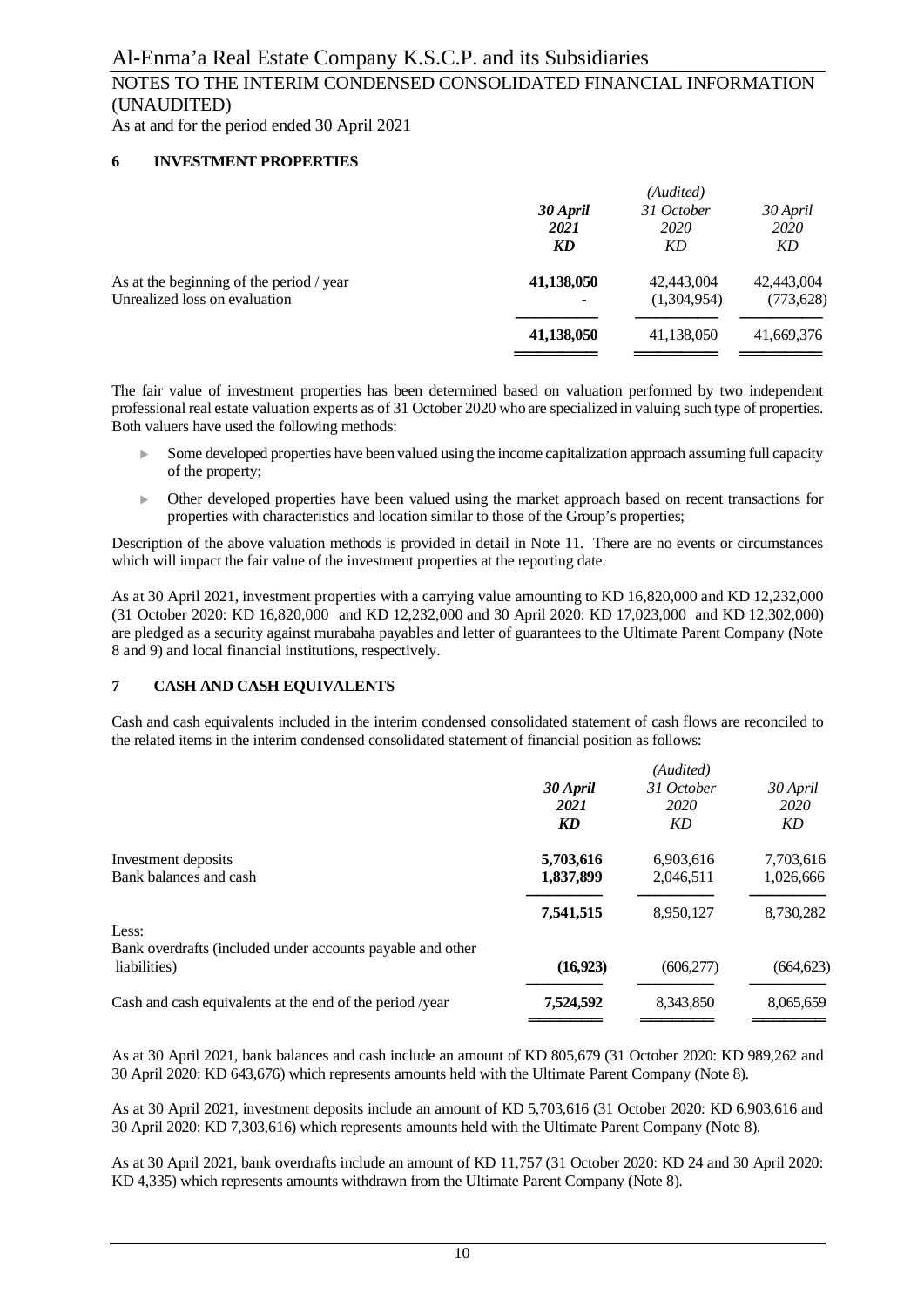## 6 INVESTMENT PROPERTIES

| | 30 April 2021 KD | (Audited) 31 October 2020 KD | 30 April 2020 KD |
|---|---|---|---|
| As at the beginning of the period / year | **41,138,050** | 42,443,004 | 42,443,004 |
| Unrealized loss on evaluation | - | (1,304,954) | (773,628) |
| | **41,138,050** | 41,138,050 | 41,669,376 |

The fair value of investment properties has been determined based on valuation performed by two independent professional real estate valuation experts as of 31 October 2020 who are specialized in valuing such type of properties. Both valuers have used the following methods:

- Some developed properties have been valued using the income capitalization approach assuming full capacity of the property;
- Other developed properties have been valued using the market approach based on recent transactions for properties with characteristics and location similar to those of the Group's properties;

Description of the above valuation methods is provided in detail in Note 11. There are no events or circumstances which will impact the fair value of the investment properties at the reporting date.

As at 30 April 2021, investment properties with a carrying value amounting to KD 16,820,000 and KD 12,232,000 (31 October 2020: KD 16,820,000 and KD 12,232,000 and 30 April 2020: KD 17,023,000 and KD 12,302,000) are pledged as a security against murabaha payables and letter of guarantees to the Ultimate Parent Company (Note 8 and 9) and local financial institutions, respectively.

## 7 CASH AND CASH EQUIVALENTS

Cash and cash equivalents included in the interim condensed consolidated statement of cash flows are reconciled to the related items in the interim condensed consolidated statement of financial position as follows:

| | 30 April 2021 KD | (Audited) 31 October 2020 KD | 30 April 2020 KD |
|---|---|---|---|
| Investment deposits | **5,703,616** | 6,903,616 | 7,703,616 |
| Bank balances and cash | **1,837,899** | 2,046,511 | 1,026,666 |
| | **7,541,515** | 8,950,127 | 8,730,282 |
| Less: | | | |
| Bank overdrafts (included under accounts payable and other liabilities) | **(16,923)** | (606,277) | (664,623) |
| Cash and cash equivalents at the end of the period /year | **7,524,592** | 8,343,850 | 8,065,659 |

As at 30 April 2021, bank balances and cash include an amount of KD 805,679 (31 October 2020: KD 989,262 and 30 April 2020: KD 643,676) which represents amounts held with the Ultimate Parent Company (Note 8).

As at 30 April 2021, investment deposits include an amount of KD 5,703,616 (31 October 2020: KD 6,903,616 and 30 April 2020: KD 7,303,616) which represents amounts held with the Ultimate Parent Company (Note 8).

As at 30 April 2021, bank overdrafts include an amount of KD 11,757 (31 October 2020: KD 24 and 30 April 2020: KD 4,335) which represents amounts withdrawn from the Ultimate Parent Company (Note 8).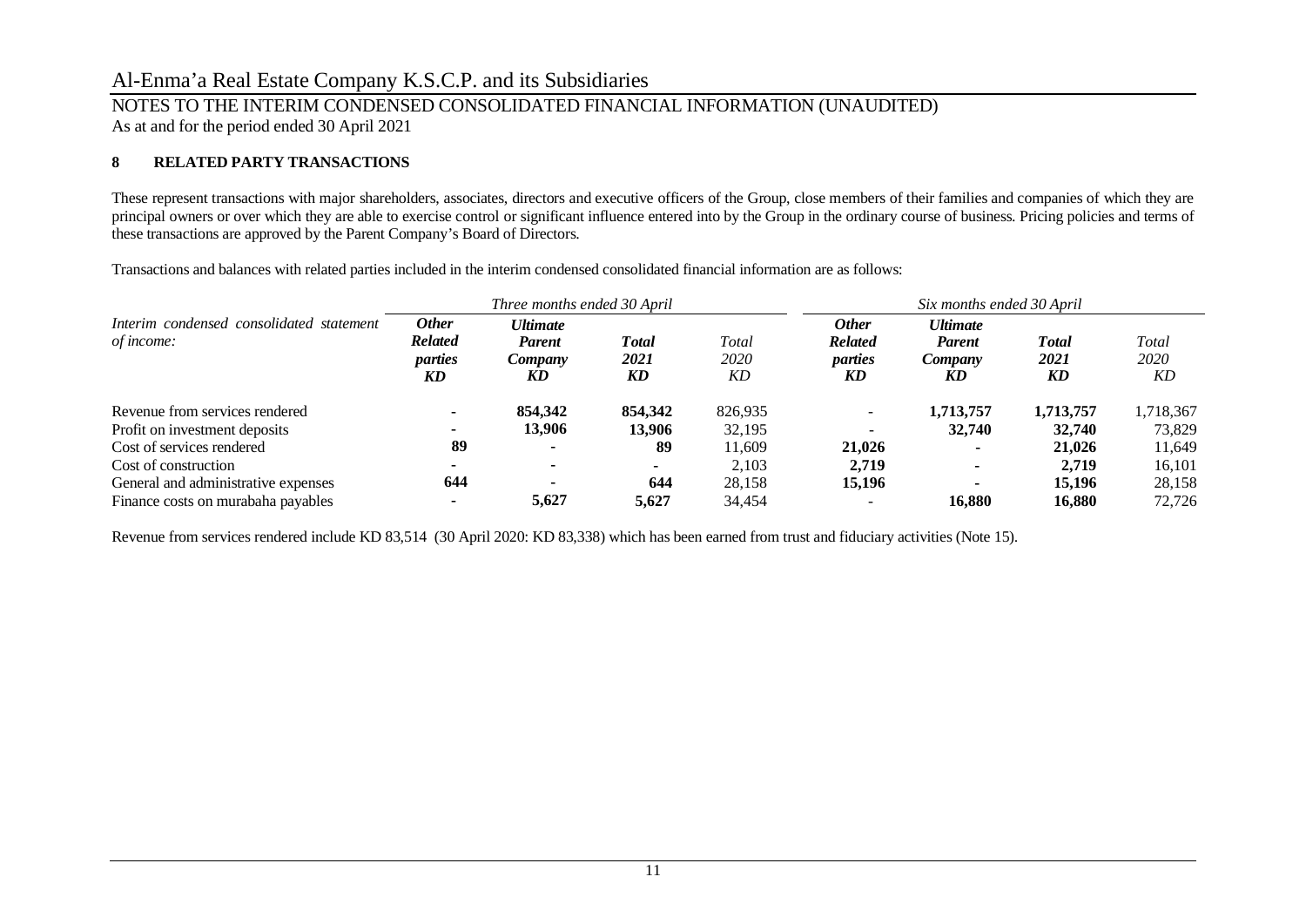## 8 RELATED PARTY TRANSACTIONS

These represent transactions with major shareholders, associates, directors and executive officers of the Group, close members of their families and companies of which they are principal owners or over which they are able to exercise control or significant influence entered into by the Group in the ordinary course of business. Pricing policies and terms of these transactions are approved by the Parent Company's Board of Directors.

Transactions and balances with related parties included in the interim condensed consolidated financial information are as follows:

| *Interim condensed consolidated statement of income:* | *Three months ended 30 April* | | | | *Six months ended 30 April* | | | |
|---|---|---|---|---|---|---|---|---|
| | ***Other Related parties KD*** | ***Ultimate Parent Company KD*** | ***Total 2021 KD*** | *Total 2020 KD* | ***Other Related parties KD*** | ***Ultimate Parent Company KD*** | ***Total 2021 KD*** | *Total 2020 KD* |
| Revenue from services rendered | **-** | **854,342** | **854,342** | 826,935 | - | **1,713,757** | **1,713,757** | 1,718,367 |
| Profit on investment deposits | **-** | **13,906** | **13,906** | 32,195 | - | **32,740** | **32,740** | 73,829 |
| Cost of services rendered | **89** | **-** | **89** | 11,609 | **21,026** | **-** | **21,026** | 11,649 |
| Cost of construction | **-** | **-** | **-** | 2,103 | **2,719** | **-** | **2,719** | 16,101 |
| General and administrative expenses | **644** | **-** | **644** | 28,158 | **15,196** | **-** | **15,196** | 28,158 |
| Finance costs on murabaha payables | **-** | **5,627** | **5,627** | 34,454 | - | **16,880** | **16,880** | 72,726 |

Revenue from services rendered include KD 83,514 (30 April 2020: KD 83,338) which has been earned from trust and fiduciary activities (Note 15).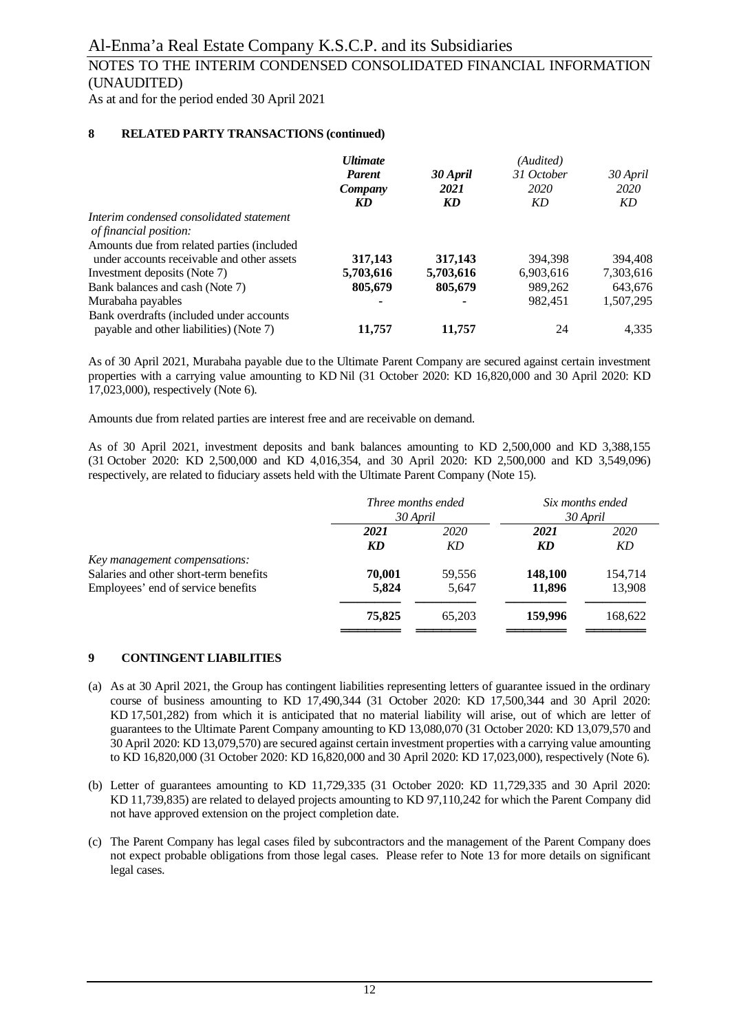## 8 RELATED PARTY TRANSACTIONS (continued)

| | *Ultimate Parent Company* **KD** | ***30 April 2021*** **KD** | *(Audited) 31 October 2020* KD | *30 April 2020* KD |
|---|---|---|---|---|
| *Interim condensed consolidated statement of financial position:* | | | | |
| Amounts due from related parties (included under accounts receivable and other assets | **317,143** | **317,143** | 394,398 | 394,408 |
| Investment deposits (Note 7) | **5,703,616** | **5,703,616** | 6,903,616 | 7,303,616 |
| Bank balances and cash (Note 7) | **805,679** | **805,679** | 989,262 | 643,676 |
| Murabaha payables | **-** | **-** | 982,451 | 1,507,295 |
| Bank overdrafts (included under accounts payable and other liabilities) (Note 7) | **11,757** | **11,757** | 24 | 4,335 |

As of 30 April 2021, Murabaha payable due to the Ultimate Parent Company are secured against certain investment properties with a carrying value amounting to KD Nil (31 October 2020: KD 16,820,000 and 30 April 2020: KD 17,023,000), respectively (Note 6).

Amounts due from related parties are interest free and are receivable on demand.

As of 30 April 2021, investment deposits and bank balances amounting to KD 2,500,000 and KD 3,388,155 (31 October 2020: KD 2,500,000 and KD 4,016,354, and 30 April 2020: KD 2,500,000 and KD 3,549,096) respectively, are related to fiduciary assets held with the Ultimate Parent Company (Note 15).

| | *Three months ended 30 April* | | *Six months ended 30 April* | |
|---|---|---|---|---|
| | ***2021*** **KD** | *2020* KD | ***2021*** **KD** | *2020* KD |
| *Key management compensations:* | | | | |
| Salaries and other short-term benefits | **70,001** | 59,556 | **148,100** | 154,714 |
| Employees' end of service benefits | **5,824** | 5,647 | **11,896** | 13,908 |
| | **75,825** | 65,203 | **159,996** | 168,622 |

## 9 CONTINGENT LIABILITIES

(a) As at 30 April 2021, the Group has contingent liabilities representing letters of guarantee issued in the ordinary course of business amounting to KD 17,490,344 (31 October 2020: KD 17,500,344 and 30 April 2020: KD 17,501,282) from which it is anticipated that no material liability will arise, out of which are letter of guarantees to the Ultimate Parent Company amounting to KD 13,080,070 (31 October 2020: KD 13,079,570 and 30 April 2020: KD 13,079,570) are secured against certain investment properties with a carrying value amounting to KD 16,820,000 (31 October 2020: KD 16,820,000 and 30 April 2020: KD 17,023,000), respectively (Note 6).

(b) Letter of guarantees amounting to KD 11,729,335 (31 October 2020: KD 11,729,335 and 30 April 2020: KD 11,739,835) are related to delayed projects amounting to KD 97,110,242 for which the Parent Company did not have approved extension on the project completion date.

(c) The Parent Company has legal cases filed by subcontractors and the management of the Parent Company does not expect probable obligations from those legal cases. Please refer to Note 13 for more details on significant legal cases.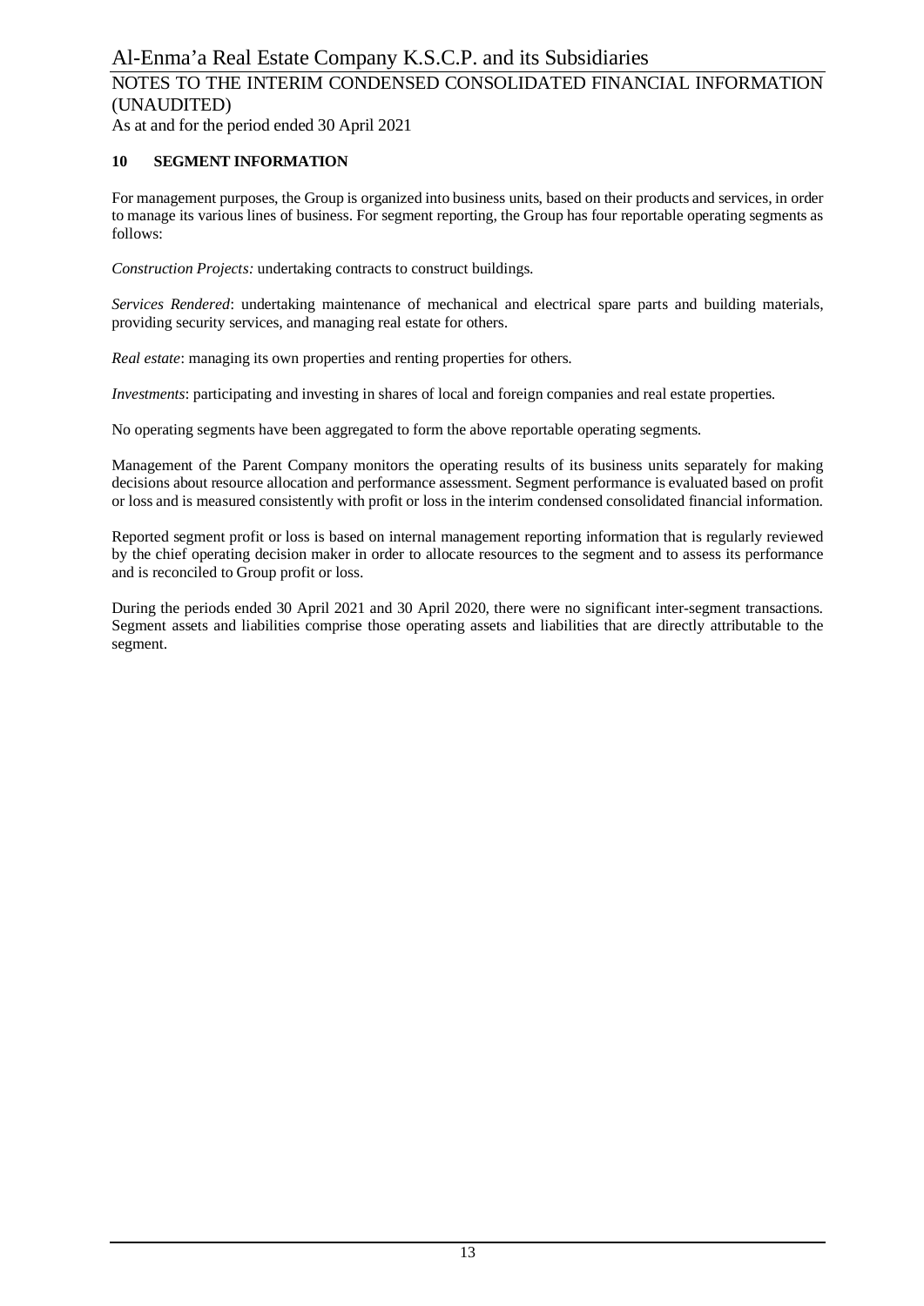## 10 SEGMENT INFORMATION

For management purposes, the Group is organized into business units, based on their products and services, in order to manage its various lines of business. For segment reporting, the Group has four reportable operating segments as follows:

*Construction Projects:* undertaking contracts to construct buildings.

*Services Rendered*: undertaking maintenance of mechanical and electrical spare parts and building materials, providing security services, and managing real estate for others.

*Real estate*: managing its own properties and renting properties for others.

*Investments*: participating and investing in shares of local and foreign companies and real estate properties.

No operating segments have been aggregated to form the above reportable operating segments.

Management of the Parent Company monitors the operating results of its business units separately for making decisions about resource allocation and performance assessment. Segment performance is evaluated based on profit or loss and is measured consistently with profit or loss in the interim condensed consolidated financial information.

Reported segment profit or loss is based on internal management reporting information that is regularly reviewed by the chief operating decision maker in order to allocate resources to the segment and to assess its performance and is reconciled to Group profit or loss.

During the periods ended 30 April 2021 and 30 April 2020, there were no significant inter-segment transactions. Segment assets and liabilities comprise those operating assets and liabilities that are directly attributable to the segment.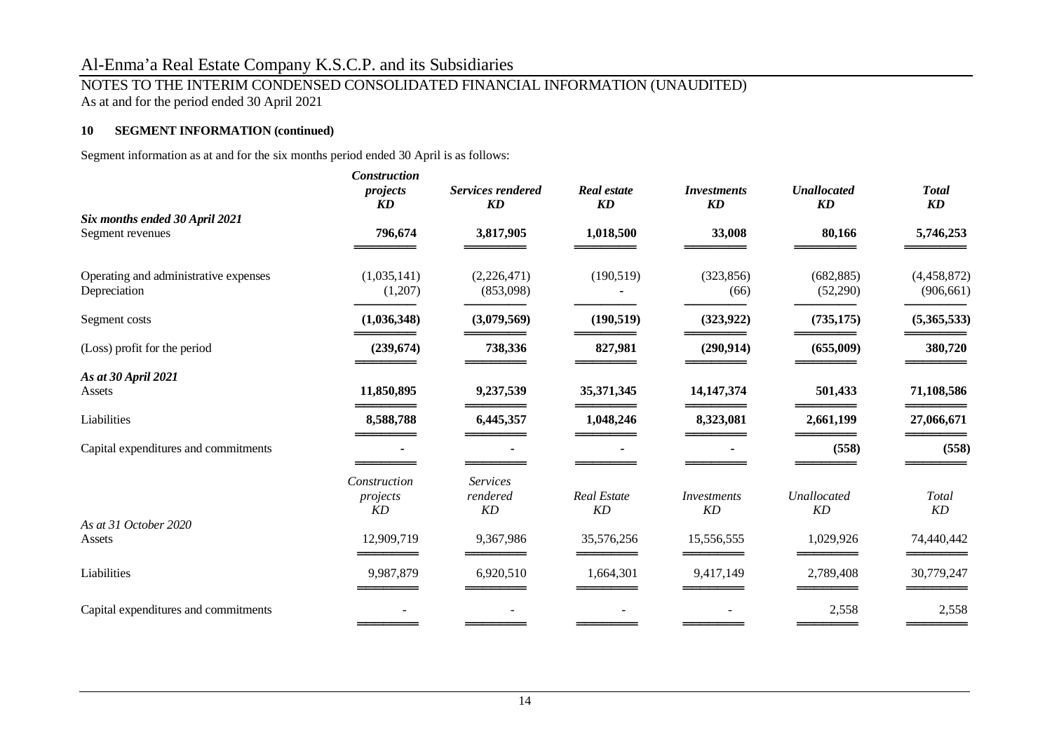# Al-Enma'a Real Estate Company K.S.C.P. and its Subsidiaries

## NOTES TO THE INTERIM CONDENSED CONSOLIDATED FINANCIAL INFORMATION (UNAUDITED)

As at and for the period ended 30 April 2021

### 10 SEGMENT INFORMATION (continued)

Segment information as at and for the six months period ended 30 April is as follows:

| | ***Construction projects KD*** | ***Services rendered KD*** | ***Real estate KD*** | ***Investments KD*** | ***Unallocated KD*** | ***Total KD*** |
|---|---|---|---|---|---|---|
| ***Six months ended 30 April 2021*** | | | | | | |
| Segment revenues | **796,674** | **3,817,905** | **1,018,500** | **33,008** | **80,166** | **5,746,253** |
| Operating and administrative expenses | (1,035,141) | (2,226,471) | (190,519) | (323,856) | (682,885) | (4,458,872) |
| Depreciation | (1,207) | (853,098) | - | (66) | (52,290) | (906,661) |
| Segment costs | **(1,036,348)** | **(3,079,569)** | **(190,519)** | **(323,922)** | **(735,175)** | **(5,365,533)** |
| (Loss) profit for the period | **(239,674)** | **738,336** | **827,981** | **(290,914)** | **(655,009)** | **380,720** |
| ***As at 30 April 2021*** | | | | | | |
| Assets | **11,850,895** | **9,237,539** | **35,371,345** | **14,147,374** | **501,433** | **71,108,586** |
| Liabilities | **8,588,788** | **6,445,357** | **1,048,246** | **8,323,081** | **2,661,199** | **27,066,671** |
| Capital expenditures and commitments | **-** | **-** | **-** | **-** | **(558)** | **(558)** |

| | *Construction projects KD* | *Services rendered KD* | *Real Estate KD* | *Investments KD* | *Unallocated KD* | *Total KD* |
|---|---|---|---|---|---|---|
| *As at 31 October 2020* | | | | | | |
| Assets | 12,909,719 | 9,367,986 | 35,576,256 | 15,556,555 | 1,029,926 | 74,440,442 |
| Liabilities | 9,987,879 | 6,920,510 | 1,664,301 | 9,417,149 | 2,789,408 | 30,779,247 |
| Capital expenditures and commitments | - | - | - | - | 2,558 | 2,558 |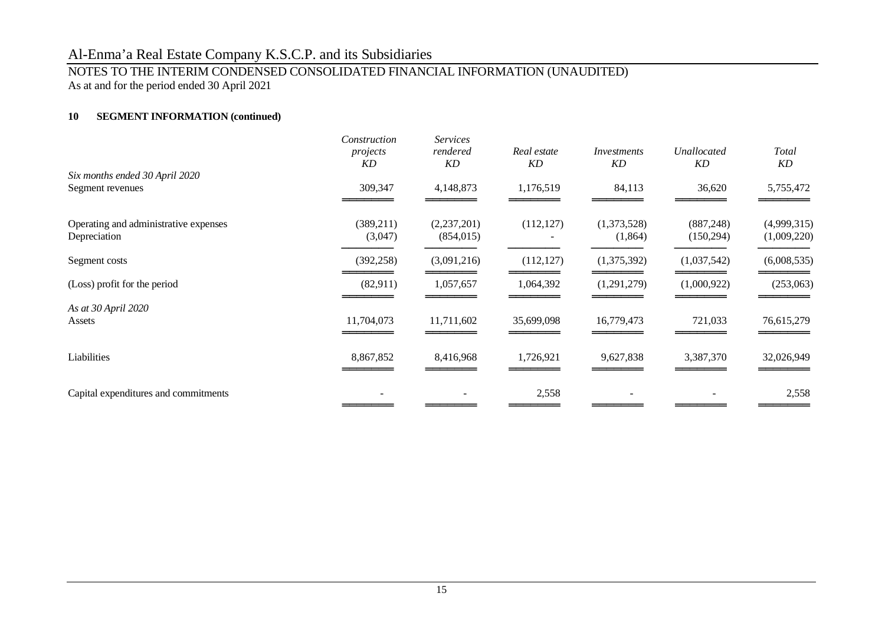# Al-Enma'a Real Estate Company K.S.C.P. and its Subsidiaries

## NOTES TO THE INTERIM CONDENSED CONSOLIDATED FINANCIAL INFORMATION (UNAUDITED)

As at and for the period ended 30 April 2021

### 10 SEGMENT INFORMATION (continued)

| | *Construction projects KD* | *Services rendered KD* | *Real estate KD* | *Investments KD* | *Unallocated KD* | *Total KD* |
|---|---|---|---|---|---|---|
| *Six months ended 30 April 2020* | | | | | | |
| Segment revenues | 309,347 | 4,148,873 | 1,176,519 | 84,113 | 36,620 | 5,755,472 |
| Operating and administrative expenses | (389,211) | (2,237,201) | (112,127) | (1,373,528) | (887,248) | (4,999,315) |
| Depreciation | (3,047) | (854,015) | - | (1,864) | (150,294) | (1,009,220) |
| Segment costs | (392,258) | (3,091,216) | (112,127) | (1,375,392) | (1,037,542) | (6,008,535) |
| (Loss) profit for the period | (82,911) | 1,057,657 | 1,064,392 | (1,291,279) | (1,000,922) | (253,063) |
| *As at 30 April 2020* | | | | | | |
| Assets | 11,704,073 | 11,711,602 | 35,699,098 | 16,779,473 | 721,033 | 76,615,279 |
| Liabilities | 8,867,852 | 8,416,968 | 1,726,921 | 9,627,838 | 3,387,370 | 32,026,949 |
| Capital expenditures and commitments | - | - | 2,558 | - | - | 2,558 |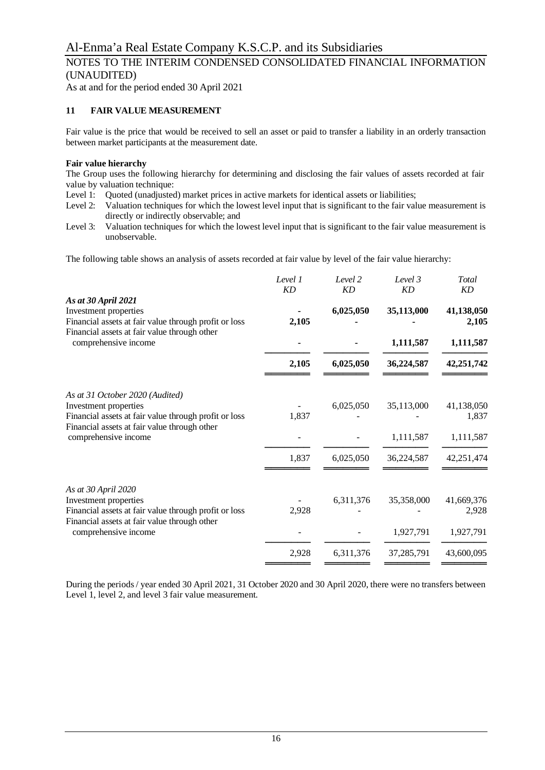## 11 FAIR VALUE MEASUREMENT

Fair value is the price that would be received to sell an asset or paid to transfer a liability in an orderly transaction between market participants at the measurement date.

**Fair value hierarchy**

The Group uses the following hierarchy for determining and disclosing the fair values of assets recorded at fair value by valuation technique:

Level 1: Quoted (unadjusted) market prices in active markets for identical assets or liabilities;

Level 2: Valuation techniques for which the lowest level input that is significant to the fair value measurement is directly or indirectly observable; and

Level 3: Valuation techniques for which the lowest level input that is significant to the fair value measurement is unobservable.

The following table shows an analysis of assets recorded at fair value by level of the fair value hierarchy:

| | *Level 1* *KD* | *Level 2* *KD* | *Level 3* *KD* | *Total* *KD* |
|---|---|---|---|---|
| ***As at 30 April 2021*** | | | | |
| Investment properties | **-** | **6,025,050** | **35,113,000** | **41,138,050** |
| Financial assets at fair value through profit or loss | **2,105** | **-** | **-** | **2,105** |
| Financial assets at fair value through other comprehensive income | **-** | **-** | **1,111,587** | **1,111,587** |
| | **2,105** | **6,025,050** | **36,224,587** | **42,251,742** |
| *As at 31 October 2020 (Audited)* | | | | |
| Investment properties | - | 6,025,050 | 35,113,000 | 41,138,050 |
| Financial assets at fair value through profit or loss | 1,837 | - | - | 1,837 |
| Financial assets at fair value through other comprehensive income | - | - | 1,111,587 | 1,111,587 |
| | 1,837 | 6,025,050 | 36,224,587 | 42,251,474 |
| *As at 30 April 2020* | | | | |
| Investment properties | - | 6,311,376 | 35,358,000 | 41,669,376 |
| Financial assets at fair value through profit or loss | 2,928 | - | - | 2,928 |
| Financial assets at fair value through other comprehensive income | - | - | 1,927,791 | 1,927,791 |
| | 2,928 | 6,311,376 | 37,285,791 | 43,600,095 |

During the periods / year ended 30 April 2021, 31 October 2020 and 30 April 2020, there were no transfers between Level 1, level 2, and level 3 fair value measurement.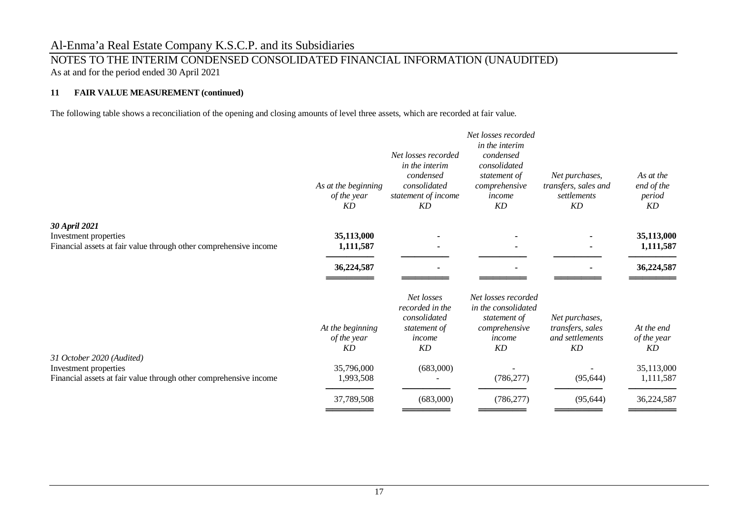#### 11 FAIR VALUE MEASUREMENT (continued)

The following table shows a reconciliation of the opening and closing amounts of level three assets, which are recorded at fair value.

| | *As at the beginning of the year* *KD* | *Net losses recorded in the interim condensed consolidated statement of income* *KD* | *Net losses recorded in the interim condensed consolidated statement of comprehensive income* *KD* | *Net purchases, transfers, sales and settlements* *KD* | *As at the end of the period* *KD* |
|---|---|---|---|---|---|
| ***30 April 2021*** | | | | | |
| Investment properties | **35,113,000** | **-** | **-** | **-** | **35,113,000** |
| Financial assets at fair value through other comprehensive income | **1,111,587** | **-** | **-** | **-** | **1,111,587** |
| | **36,224,587** | **-** | **-** | **-** | **36,224,587** |

| | *At the beginning of the year* *KD* | *Net losses recorded in the consolidated statement of income* *KD* | *Net losses recorded in the consolidated statement of comprehensive income* *KD* | *Net purchases, transfers, sales and settlements* *KD* | *At the end of the year* *KD* |
|---|---|---|---|---|---|
| *31 October 2020 (Audited)* | | | | | |
| Investment properties | 35,796,000 | (683,000) | - | - | 35,113,000 |
| Financial assets at fair value through other comprehensive income | 1,993,508 | - | (786,277) | (95,644) | 1,111,587 |
| | 37,789,508 | (683,000) | (786,277) | (95,644) | 36,224,587 |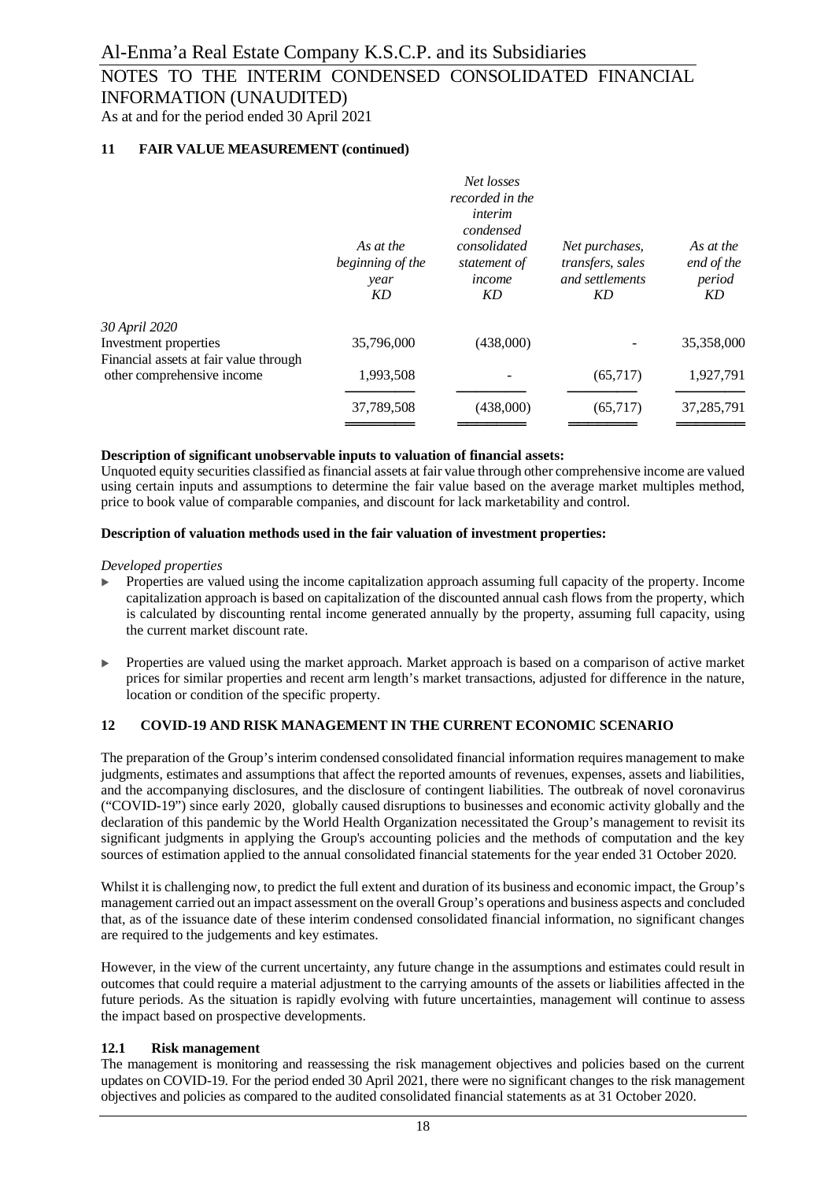## 11 FAIR VALUE MEASUREMENT (continued)

| | *As at the beginning of the year KD* | *Net losses recorded in the interim condensed consolidated statement of income KD* | *Net purchases, transfers, sales and settlements KD* | *As at the end of the period KD* |
|---|---|---|---|---|
| *30 April 2020* | | | | |
| Investment properties | 35,796,000 | (438,000) | - | 35,358,000 |
| Financial assets at fair value through other comprehensive income | 1,993,508 | - | (65,717) | 1,927,791 |
| | 37,789,508 | (438,000) | (65,717) | 37,285,791 |

**Description of significant unobservable inputs to valuation of financial assets:**

Unquoted equity securities classified as financial assets at fair value through other comprehensive income are valued using certain inputs and assumptions to determine the fair value based on the average market multiples method, price to book value of comparable companies, and discount for lack marketability and control.

**Description of valuation methods used in the fair valuation of investment properties:**

*Developed properties*

- Properties are valued using the income capitalization approach assuming full capacity of the property. Income capitalization approach is based on capitalization of the discounted annual cash flows from the property, which is calculated by discounting rental income generated annually by the property, assuming full capacity, using the current market discount rate.
- Properties are valued using the market approach. Market approach is based on a comparison of active market prices for similar properties and recent arm length's market transactions, adjusted for difference in the nature, location or condition of the specific property.

## 12 COVID-19 AND RISK MANAGEMENT IN THE CURRENT ECONOMIC SCENARIO

The preparation of the Group's interim condensed consolidated financial information requires management to make judgments, estimates and assumptions that affect the reported amounts of revenues, expenses, assets and liabilities, and the accompanying disclosures, and the disclosure of contingent liabilities. The outbreak of novel coronavirus ("COVID-19") since early 2020, globally caused disruptions to businesses and economic activity globally and the declaration of this pandemic by the World Health Organization necessitated the Group's management to revisit its significant judgments in applying the Group's accounting policies and the methods of computation and the key sources of estimation applied to the annual consolidated financial statements for the year ended 31 October 2020.

Whilst it is challenging now, to predict the full extent and duration of its business and economic impact, the Group's management carried out an impact assessment on the overall Group's operations and business aspects and concluded that, as of the issuance date of these interim condensed consolidated financial information, no significant changes are required to the judgements and key estimates.

However, in the view of the current uncertainty, any future change in the assumptions and estimates could result in outcomes that could require a material adjustment to the carrying amounts of the assets or liabilities affected in the future periods. As the situation is rapidly evolving with future uncertainties, management will continue to assess the impact based on prospective developments.

### 12.1 Risk management

The management is monitoring and reassessing the risk management objectives and policies based on the current updates on COVID-19. For the period ended 30 April 2021, there were no significant changes to the risk management objectives and policies as compared to the audited consolidated financial statements as at 31 October 2020.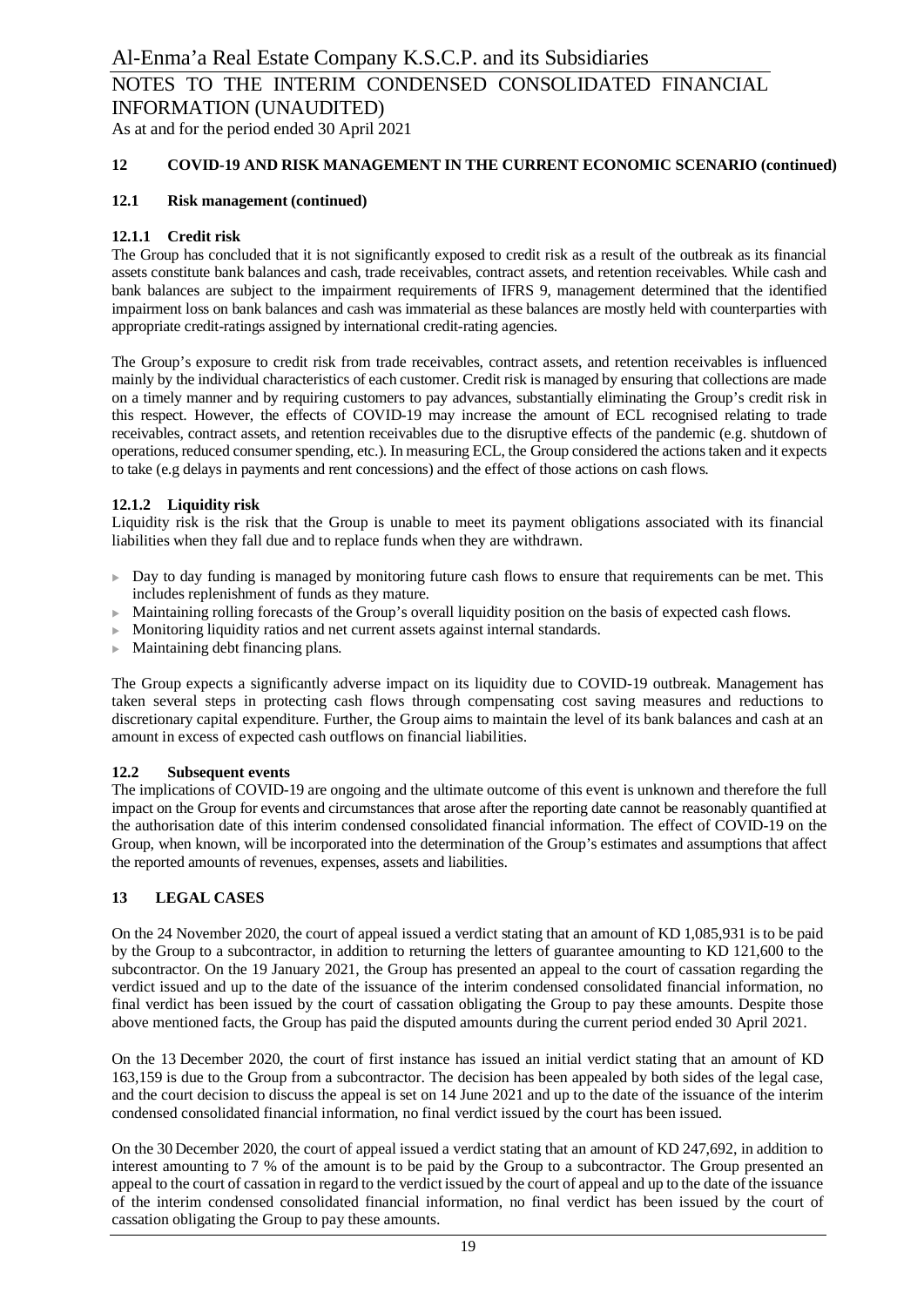## 12 COVID-19 AND RISK MANAGEMENT IN THE CURRENT ECONOMIC SCENARIO (continued)

### 12.1 Risk management (continued)

#### 12.1.1 Credit risk

The Group has concluded that it is not significantly exposed to credit risk as a result of the outbreak as its financial assets constitute bank balances and cash, trade receivables, contract assets, and retention receivables. While cash and bank balances are subject to the impairment requirements of IFRS 9, management determined that the identified impairment loss on bank balances and cash was immaterial as these balances are mostly held with counterparties with appropriate credit-ratings assigned by international credit-rating agencies.

The Group's exposure to credit risk from trade receivables, contract assets, and retention receivables is influenced mainly by the individual characteristics of each customer. Credit risk is managed by ensuring that collections are made on a timely manner and by requiring customers to pay advances, substantially eliminating the Group's credit risk in this respect. However, the effects of COVID-19 may increase the amount of ECL recognised relating to trade receivables, contract assets, and retention receivables due to the disruptive effects of the pandemic (e.g. shutdown of operations, reduced consumer spending, etc.). In measuring ECL, the Group considered the actions taken and it expects to take (e.g delays in payments and rent concessions) and the effect of those actions on cash flows.

#### 12.1.2 Liquidity risk

Liquidity risk is the risk that the Group is unable to meet its payment obligations associated with its financial liabilities when they fall due and to replace funds when they are withdrawn.

- Day to day funding is managed by monitoring future cash flows to ensure that requirements can be met. This includes replenishment of funds as they mature.
- Maintaining rolling forecasts of the Group's overall liquidity position on the basis of expected cash flows.
- Monitoring liquidity ratios and net current assets against internal standards.
- Maintaining debt financing plans.

The Group expects a significantly adverse impact on its liquidity due to COVID-19 outbreak. Management has taken several steps in protecting cash flows through compensating cost saving measures and reductions to discretionary capital expenditure. Further, the Group aims to maintain the level of its bank balances and cash at an amount in excess of expected cash outflows on financial liabilities.

### 12.2 Subsequent events

The implications of COVID-19 are ongoing and the ultimate outcome of this event is unknown and therefore the full impact on the Group for events and circumstances that arose after the reporting date cannot be reasonably quantified at the authorisation date of this interim condensed consolidated financial information. The effect of COVID-19 on the Group, when known, will be incorporated into the determination of the Group's estimates and assumptions that affect the reported amounts of revenues, expenses, assets and liabilities.

## 13 LEGAL CASES

On the 24 November 2020, the court of appeal issued a verdict stating that an amount of KD 1,085,931 is to be paid by the Group to a subcontractor, in addition to returning the letters of guarantee amounting to KD 121,600 to the subcontractor. On the 19 January 2021, the Group has presented an appeal to the court of cassation regarding the verdict issued and up to the date of the issuance of the interim condensed consolidated financial information, no final verdict has been issued by the court of cassation obligating the Group to pay these amounts. Despite those above mentioned facts, the Group has paid the disputed amounts during the current period ended 30 April 2021.

On the 13 December 2020, the court of first instance has issued an initial verdict stating that an amount of KD 163,159 is due to the Group from a subcontractor. The decision has been appealed by both sides of the legal case, and the court decision to discuss the appeal is set on 14 June 2021 and up to the date of the issuance of the interim condensed consolidated financial information, no final verdict issued by the court has been issued.

On the 30 December 2020, the court of appeal issued a verdict stating that an amount of KD 247,692, in addition to interest amounting to 7 % of the amount is to be paid by the Group to a subcontractor. The Group presented an appeal to the court of cassation in regard to the verdict issued by the court of appeal and up to the date of the issuance of the interim condensed consolidated financial information, no final verdict has been issued by the court of cassation obligating the Group to pay these amounts.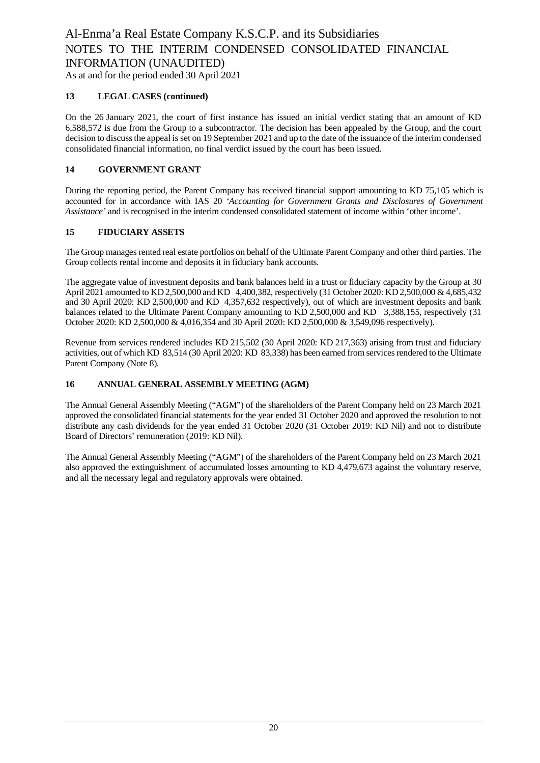## 13 LEGAL CASES (continued)

On the 26 January 2021, the court of first instance has issued an initial verdict stating that an amount of KD 6,588,572 is due from the Group to a subcontractor. The decision has been appealed by the Group, and the court decision to discuss the appeal is set on 19 September 2021 and up to the date of the issuance of the interim condensed consolidated financial information, no final verdict issued by the court has been issued.

## 14 GOVERNMENT GRANT

During the reporting period, the Parent Company has received financial support amounting to KD 75,105 which is accounted for in accordance with IAS 20 *'Accounting for Government Grants and Disclosures of Government Assistance'* and is recognised in the interim condensed consolidated statement of income within 'other income'.

## 15 FIDUCIARY ASSETS

The Group manages rented real estate portfolios on behalf of the Ultimate Parent Company and other third parties. The Group collects rental income and deposits it in fiduciary bank accounts.

The aggregate value of investment deposits and bank balances held in a trust or fiduciary capacity by the Group at 30 April 2021 amounted to KD 2,500,000 and KD 4,400,382, respectively (31 October 2020: KD 2,500,000 & 4,685,432 and 30 April 2020: KD 2,500,000 and KD 4,357,632 respectively), out of which are investment deposits and bank balances related to the Ultimate Parent Company amounting to KD 2,500,000 and KD 3,388,155, respectively (31 October 2020: KD 2,500,000 & 4,016,354 and 30 April 2020: KD 2,500,000 & 3,549,096 respectively).

Revenue from services rendered includes KD 215,502 (30 April 2020: KD 217,363) arising from trust and fiduciary activities, out of which KD 83,514 (30 April 2020: KD 83,338) has been earned from services rendered to the Ultimate Parent Company (Note 8).

## 16 ANNUAL GENERAL ASSEMBLY MEETING (AGM)

The Annual General Assembly Meeting ("AGM") of the shareholders of the Parent Company held on 23 March 2021 approved the consolidated financial statements for the year ended 31 October 2020 and approved the resolution to not distribute any cash dividends for the year ended 31 October 2020 (31 October 2019: KD Nil) and not to distribute Board of Directors' remuneration (2019: KD Nil).

The Annual General Assembly Meeting ("AGM") of the shareholders of the Parent Company held on 23 March 2021 also approved the extinguishment of accumulated losses amounting to KD 4,479,673 against the voluntary reserve, and all the necessary legal and regulatory approvals were obtained.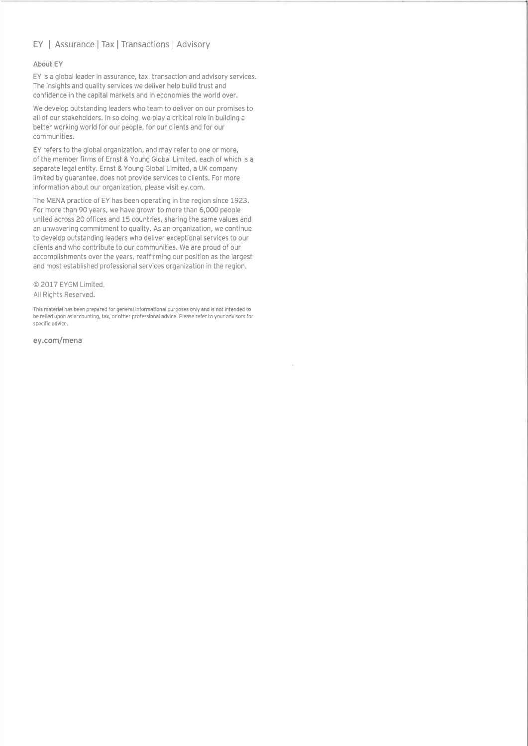EY | Assurance | Tax | Transactions | Advisory

## About EY

EY is a global leader in assurance, tax, transaction and advisory services. The insights and quality services we deliver help build trust and confidence in the capital markets and in economies the world over.

We develop outstanding leaders who team to deliver on our promises to all of our stakeholders. In so doing, we play a critical role in building a better working world for our people, for our clients and for our communities.

EY refers to the global organization, and may refer to one or more, of the member firms of Ernst & Young Global Limited, each of which is a separate legal entity. Ernst & Young Global Limited, a UK company limited by guarantee, does not provide services to clients. For more information about our organization, please visit ey.com.

The MENA practice of EY has been operating in the region since 1923. For more than 90 years, we have grown to more than 6,000 people united across 20 offices and 15 countries, sharing the same values and an unwavering commitment to quality. As an organization, we continue to develop outstanding leaders who deliver exceptional services to our clients and who contribute to our communities. We are proud of our accomplishments over the years, reaffirming our position as the largest and most established professional services organization in the region.

© 2017 EYGM Limited.
All Rights Reserved.

This material has been prepared for general informational purposes only and is not intended to be relied upon as accounting, tax, or other professional advice. Please refer to your advisors for specific advice.

**ey.com/mena**